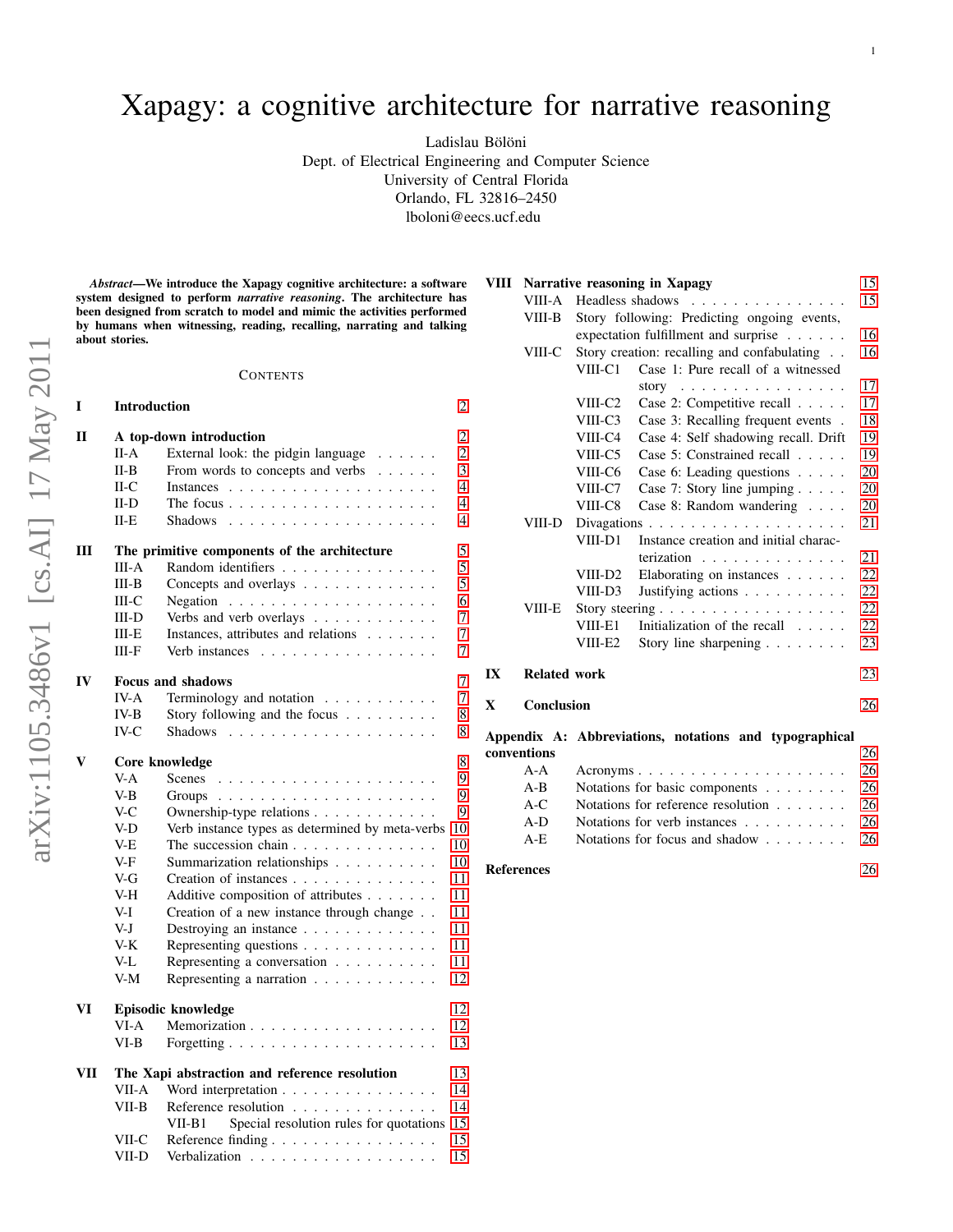# Xapagy: a cognitive architecture for narrative reasoning

Ladislau Bölöni
Dept. of Electrical Engineering and Computer Science
University of Central Florida
Orlando, FL 32816–2450
lboloni@eecs.ucf.edu

arXiv:1105.3486v1 [cs.AI] 17 May 2011

***Abstract*—We introduce the Xapagy cognitive architecture: a software system designed to perform *narrative reasoning*. The architecture has been designed from scratch to model and mimic the activities performed by humans when witnessing, reading, recalling, narrating and talking about stories.**

## Contents

- **I Introduction** — 2
- **II A top-down introduction** — 2
  - II-A External look: the pidgin language — 2
  - II-B From words to concepts and verbs — 3
  - II-C Instances — 4
  - II-D The focus — 4
  - II-E Shadows — 4
- **III The primitive components of the architecture** — 5
  - III-A Random identifiers — 5
  - III-B Concepts and overlays — 5
  - III-C Negation — 6
  - III-D Verbs and verb overlays — 7
  - III-E Instances, attributes and relations — 7
  - III-F Verb instances — 7
- **IV Focus and shadows** — 7
  - IV-A Terminology and notation — 7
  - IV-B Story following and the focus — 8
  - IV-C Shadows — 8
- **V Core knowledge** — 8
  - V-A Scenes — 9
  - V-B Groups — 9
  - V-C Ownership-type relations — 9
  - V-D Verb instance types as determined by meta-verbs — 10
  - V-E The succession chain — 10
  - V-F Summarization relationships — 10
  - V-G Creation of instances — 11
  - V-H Additive composition of attributes — 11
  - V-I Creation of a new instance through change — 11
  - V-J Destroying an instance — 11
  - V-K Representing questions — 11
  - V-L Representing a conversation — 11
  - V-M Representing a narration — 12
- **VI Episodic knowledge** — 12
  - VI-A Memorization — 12
  - VI-B Forgetting — 13
- **VII The Xapi abstraction and reference resolution** — 13
  - VII-A Word interpretation — 14
  - VII-B Reference resolution — 14
    - VII-B1 Special resolution rules for quotations — 15
  - VII-C Reference finding — 15
  - VII-D Verbalization — 15
- **VIII Narrative reasoning in Xapagy** — 15
  - VIII-A Headless shadows — 15
  - VIII-B Story following: Predicting ongoing events, expectation fulfillment and surprise — 16
  - VIII-C Story creation: recalling and confabulating — 16
    - VIII-C1 Case 1: Pure recall of a witnessed story — 17
    - VIII-C2 Case 2: Competitive recall — 17
    - VIII-C3 Case 3: Recalling frequent events — 18
    - VIII-C4 Case 4: Self shadowing recall. Drift — 19
    - VIII-C5 Case 5: Constrained recall — 19
    - VIII-C6 Case 6: Leading questions — 20
    - VIII-C7 Case 7: Story line jumping — 20
    - VIII-C8 Case 8: Random wandering — 20
  - VIII-D Divagations — 21
    - VIII-D1 Instance creation and initial characterization — 21
    - VIII-D2 Elaborating on instances — 22
    - VIII-D3 Justifying actions — 22
  - VIII-E Story steering — 22
    - VIII-E1 Initialization of the recall — 22
    - VIII-E2 Story line sharpening — 23
- **IX Related work** — 23
- **X Conclusion** — 26
- **Appendix A: Abbreviations, notations and typographical conventions** — 26
  - A-A Acronyms — 26
  - A-B Notations for basic components — 26
  - A-C Notations for reference resolution — 26
  - A-D Notations for verb instances — 26
  - A-E Notations for focus and shadow — 26
- **References** — 26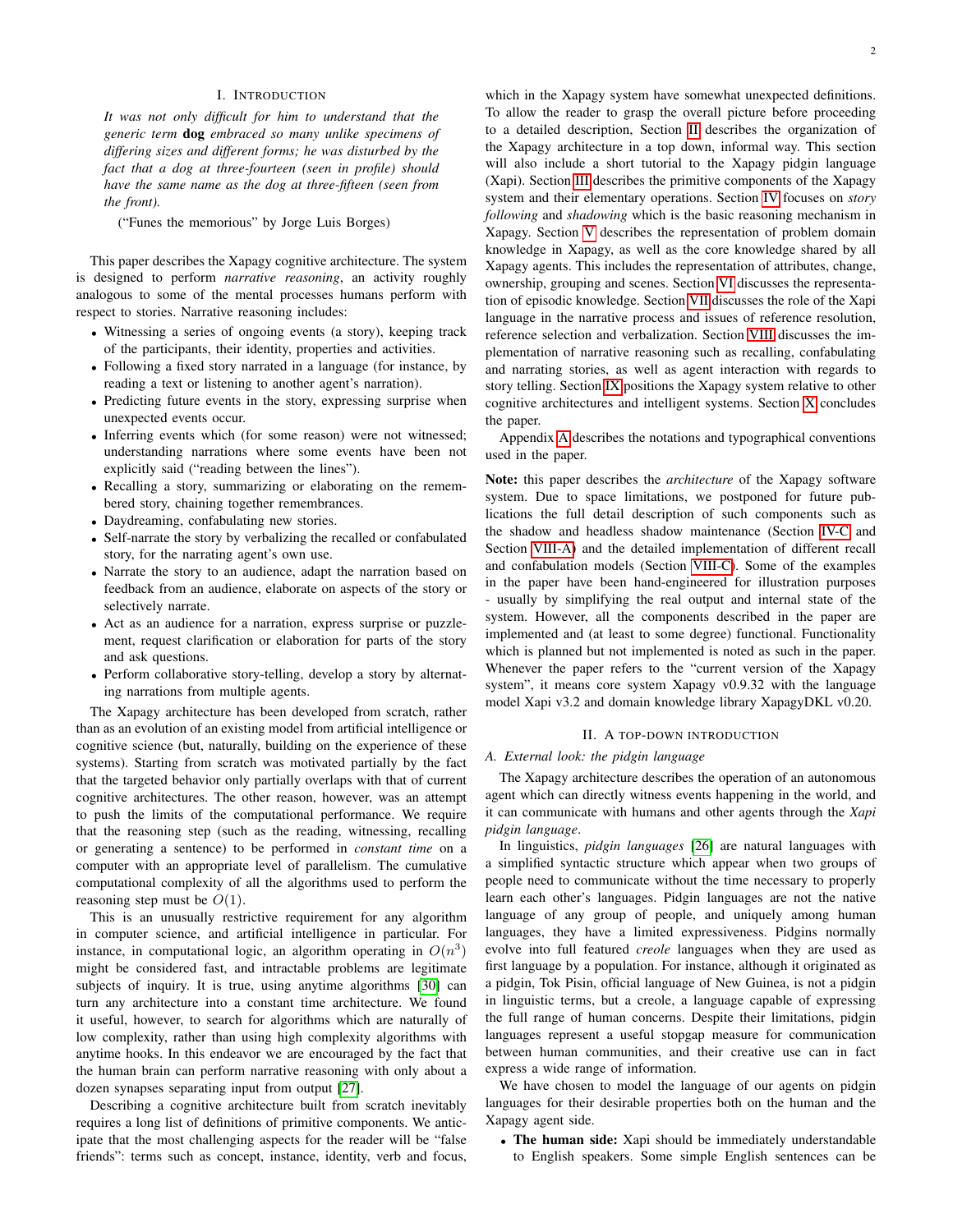## I. Introduction

*It was not only difficult for him to understand that the generic term* **dog** *embraced so many unlike specimens of differing sizes and different forms; he was disturbed by the fact that a dog at three-fourteen (seen in profile) should have the same name as the dog at three-fifteen (seen from the front).*

("Funes the memorious" by Jorge Luis Borges)

This paper describes the Xapagy cognitive architecture. The system is designed to perform *narrative reasoning*, an activity roughly analogous to some of the mental processes humans perform with respect to stories. Narrative reasoning includes:

- Witnessing a series of ongoing events (a story), keeping track of the participants, their identity, properties and activities.
- Following a fixed story narrated in a language (for instance, by reading a text or listening to another agent's narration).
- Predicting future events in the story, expressing surprise when unexpected events occur.
- Inferring events which (for some reason) were not witnessed; understanding narrations where some events have been not explicitly said ("reading between the lines").
- Recalling a story, summarizing or elaborating on the remembered story, chaining together remembrances.
- Daydreaming, confabulating new stories.
- Self-narrate the story by verbalizing the recalled or confabulated story, for the narrating agent's own use.
- Narrate the story to an audience, adapt the narration based on feedback from an audience, elaborate on aspects of the story or selectively narrate.
- Act as an audience for a narration, express surprise or puzzlement, request clarification or elaboration for parts of the story and ask questions.
- Perform collaborative story-telling, develop a story by alternating narrations from multiple agents.

The Xapagy architecture has been developed from scratch, rather than as an evolution of an existing model from artificial intelligence or cognitive science (but, naturally, building on the experience of these systems). Starting from scratch was motivated partially by the fact that the targeted behavior only partially overlaps with that of current cognitive architectures. The other reason, however, was an attempt to push the limits of the computational performance. We require that the reasoning step (such as the reading, witnessing, recalling or generating a sentence) to be performed in *constant time* on a computer with an appropriate level of parallelism. The cumulative computational complexity of all the algorithms used to perform the reasoning step must be $O(1)$.

This is an unusually restrictive requirement for any algorithm in computer science, and artificial intelligence in particular. For instance, in computational logic, an algorithm operating in $O(n^3)$ might be considered fast, and intractable problems are legitimate subjects of inquiry. It is true, using anytime algorithms [30] can turn any architecture into a constant time architecture. We found it useful, however, to search for algorithms which are naturally of low complexity, rather than using high complexity algorithms with anytime hooks. In this endeavor we are encouraged by the fact that the human brain can perform narrative reasoning with only about a dozen synapses separating input from output [27].

Describing a cognitive architecture built from scratch inevitably requires a long list of definitions of primitive components. We anticipate that the most challenging aspects for the reader will be "false friends": terms such as concept, instance, identity, verb and focus, which in the Xapagy system have somewhat unexpected definitions. To allow the reader to grasp the overall picture before proceeding to a detailed description, Section II describes the organization of the Xapagy architecture in a top down, informal way. This section will also include a short tutorial to the Xapagy pidgin language (Xapi). Section III describes the primitive components of the Xapagy system and their elementary operations. Section IV focuses on *story following* and *shadowing* which is the basic reasoning mechanism in Xapagy. Section V describes the representation of problem domain knowledge in Xapagy, as well as the core knowledge shared by all Xapagy agents. This includes the representation of attributes, change, ownership, grouping and scenes. Section VI discusses the representation of episodic knowledge. Section VII discusses the role of the Xapi language in the narrative process and issues of reference resolution, reference selection and verbalization. Section VIII discusses the implementation of narrative reasoning such as recalling, confabulating and narrating stories, as well as agent interaction with regards to story telling. Section IX positions the Xapagy system relative to other cognitive architectures and intelligent systems. Section X concludes the paper.

Appendix A describes the notations and typographical conventions used in the paper.

**Note:** this paper describes the *architecture* of the Xapagy software system. Due to space limitations, we postponed for future publications the full detail description of such components such as the shadow and headless shadow maintenance (Section IV-C and Section VIII-A) and the detailed implementation of different recall and confabulation models (Section VIII-C). Some of the examples in the paper have been hand-engineered for illustration purposes - usually by simplifying the real output and internal state of the system. However, all the components described in the paper are implemented and (at least to some degree) functional. Functionality which is planned but not implemented is noted as such in the paper. Whenever the paper refers to the "current version of the Xapagy system", it means core system Xapagy v0.9.32 with the language model Xapi v3.2 and domain knowledge library XapagyDKL v0.20.

## II. A top-down introduction

### A. External look: the pidgin language

The Xapagy architecture describes the operation of an autonomous agent which can directly witness events happening in the world, and it can communicate with humans and other agents through the *Xapi pidgin language*.

In linguistics, *pidgin languages* [26] are natural languages with a simplified syntactic structure which appear when two groups of people need to communicate without the time necessary to properly learn each other's languages. Pidgin languages are not the native language of any group of people, and uniquely among human languages, they have a limited expressiveness. Pidgins normally evolve into full featured *creole* languages when they are used as first language by a population. For instance, although it originated as a pidgin, Tok Pisin, official language of New Guinea, is not a pidgin in linguistic terms, but a creole, a language capable of expressing the full range of human concerns. Despite their limitations, pidgin languages represent a useful stopgap measure for communication between human communities, and their creative use can in fact express a wide range of information.

We have chosen to model the language of our agents on pidgin languages for their desirable properties both on the human and the Xapagy agent side.

- **The human side:** Xapi should be immediately understandable to English speakers. Some simple English sentences can be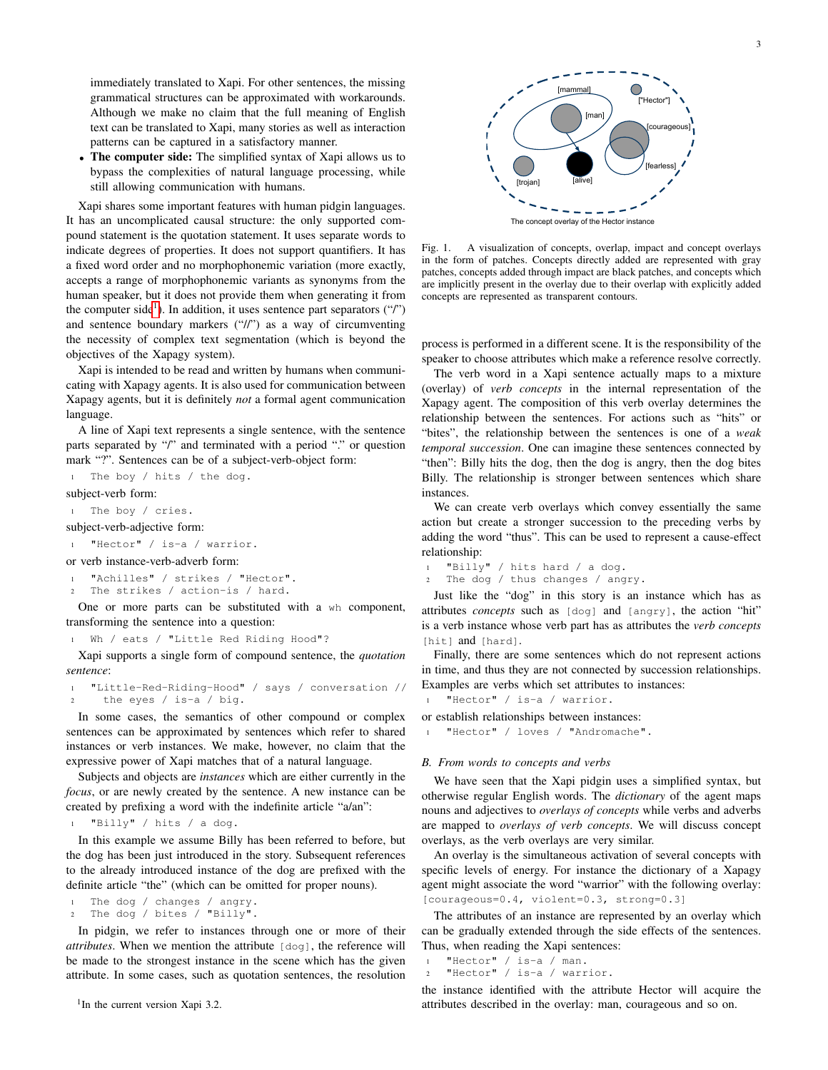immediately translated to Xapi. For other sentences, the missing grammatical structures can be approximated with workarounds. Although we make no claim that the full meaning of English text can be translated to Xapi, many stories as well as interaction patterns can be captured in a satisfactory manner.

- **The computer side:** The simplified syntax of Xapi allows us to bypass the complexities of natural language processing, while still allowing communication with humans.

Xapi shares some important features with human pidgin languages. It has an uncomplicated causal structure: the only supported compound statement is the quotation statement. It uses separate words to indicate degrees of properties. It does not support quantifiers. It has a fixed word order and no morphophonemic variation (more exactly, accepts a range of morphophonemic variants as synonyms from the human speaker, but it does not provide them when generating it from the computer side[1]). In addition, it uses sentence part separators ("/") and sentence boundary markers ("//") as a way of circumventing the necessity of complex text segmentation (which is beyond the objectives of the Xapagy system).

Xapi is intended to be read and written by humans when communicating with Xapagy agents. It is also used for communication between Xapagy agents, but it is definitely *not* a formal agent communication language.

A line of Xapi text represents a single sentence, with the sentence parts separated by "/" and terminated with a period "." or question mark "?". Sentences can be of a subject-verb-object form:

```
1  The boy / hits / the dog.
```

subject-verb form:

```
1  The boy / cries.
```

subject-verb-adjective form:

```
1  "Hector" / is-a / warrior.
```

or verb instance-verb-adverb form:

```
1  "Achilles" / strikes / "Hector".
2  The strikes / action-is / hard.
```

One or more parts can be substituted with a wh component, transforming the sentence into a question:

```
1  Wh / eats / "Little Red Riding Hood"?
```

Xapi supports a single form of compound sentence, the *quotation sentence*:

```
1  "Little-Red-Riding-Hood" / says / conversation //
2    the eyes / is-a / big.
```

In some cases, the semantics of other compound or complex sentences can be approximated by sentences which refer to shared instances or verb instances. We make, however, no claim that the expressive power of Xapi matches that of a natural language.

Subjects and objects are *instances* which are either currently in the *focus*, or are newly created by the sentence. A new instance can be created by prefixing a word with the indefinite article "a/an":

```
1  "Billy" / hits / a dog.
```

In this example we assume Billy has been referred to before, but the dog has been just introduced in the story. Subsequent references to the already introduced instance of the dog are prefixed with the definite article "the" (which can be omitted for proper nouns).

```
1  The dog / changes / angry.
2  The dog / bites / "Billy".
```

In pidgin, we refer to instances through one or more of their *attributes*. When we mention the attribute [dog], the reference will be made to the strongest instance in the scene which has the given attribute. In some cases, such as quotation sentences, the resolution process is performed in a different scene. It is the responsibility of the speaker to choose attributes which make a reference resolve correctly.

[1] In the current version Xapi 3.2.

Fig. 1. A visualization of concepts, overlap, impact and concept overlays in the form of patches. Concepts directly added are represented with gray patches, concepts added through impact are black patches, and concepts which are implicitly present in the overlay due to their overlap with explicitly added concepts are represented as transparent contours.

The verb word in a Xapi sentence actually maps to a mixture (overlay) of *verb concepts* in the internal representation of the Xapagy agent. The composition of this verb overlay determines the relationship between the sentences. For actions such as "hits" or "bites", the relationship between the sentences is one of a *weak temporal succession*. One can imagine these sentences connected by "then": Billy hits the dog, then the dog is angry, then the dog bites Billy. The relationship is stronger between sentences which share instances.

We can create verb overlays which convey essentially the same action but create a stronger succession to the preceding verbs by adding the word "thus". This can be used to represent a cause-effect relationship:

```
1  "Billy" / hits hard / a dog.
2  The dog / thus changes / angry.
```

Just like the "dog" in this story is an instance which has as attributes *concepts* such as [dog] and [angry], the action "hit" is a verb instance whose verb part has as attributes the *verb concepts* [hit] and [hard].

Finally, there are some sentences which do not represent actions in time, and thus they are not connected by succession relationships. Examples are verbs which set attributes to instances:

```
1  "Hector" / is-a / warrior.
```

or establish relationships between instances:

```
1  "Hector" / loves / "Andromache".
```

### B. From words to concepts and verbs

We have seen that the Xapi pidgin uses a simplified syntax, but otherwise regular English words. The *dictionary* of the agent maps nouns and adjectives to *overlays of concepts* while verbs and adverbs are mapped to *overlays of verb concepts*. We will discuss concept overlays, as the verb overlays are very similar.

An overlay is the simultaneous activation of several concepts with specific levels of energy. For instance the dictionary of a Xapagy agent might associate the word "warrior" with the following overlay: [courageous=0.4, violent=0.3, strong=0.3]

The attributes of an instance are represented by an overlay which can be gradually extended through the side effects of the sentences. Thus, when reading the Xapi sentences:

```
1  "Hector" / is-a / man.
2  "Hector" / is-a / warrior.
```

the instance identified with the attribute Hector will acquire the attributes described in the overlay: man, courageous and so on.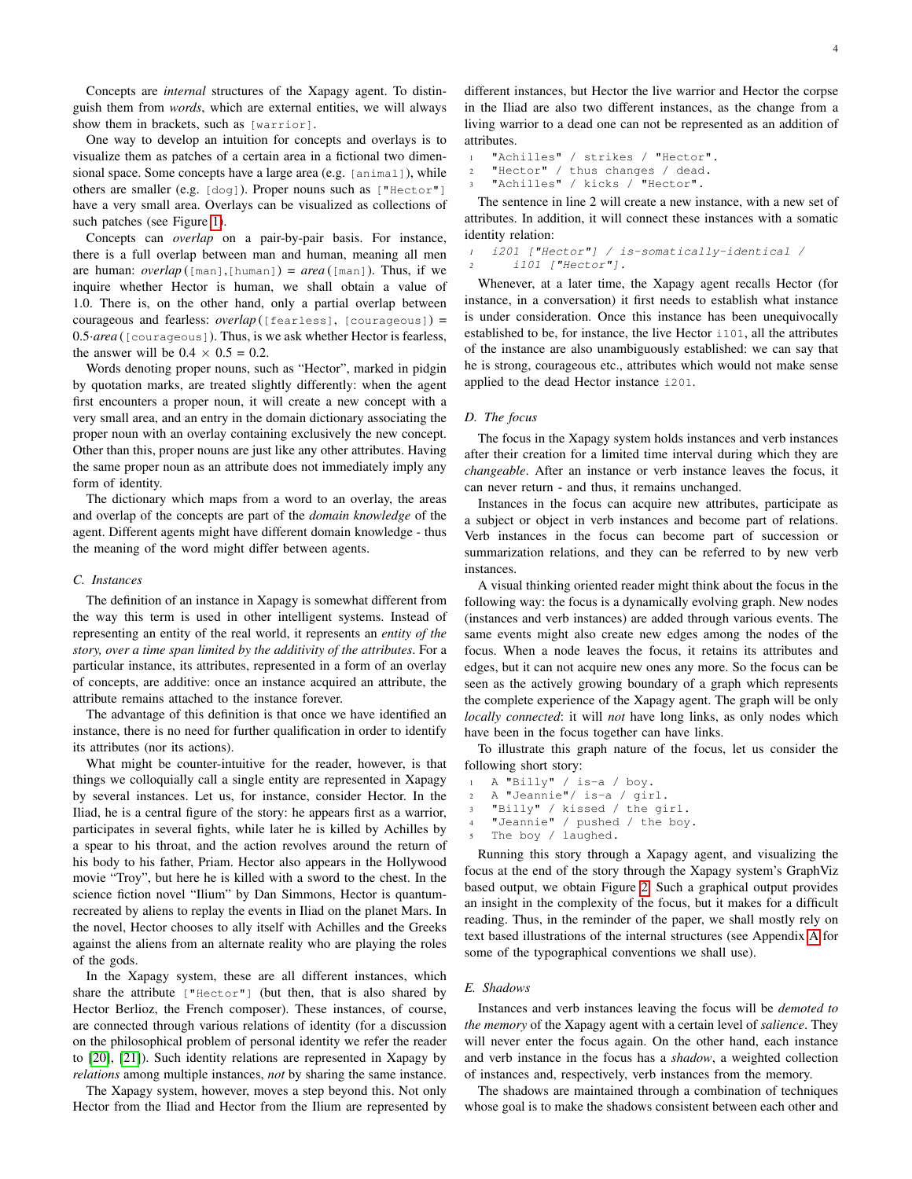Concepts are *internal* structures of the Xapagy agent. To distinguish them from *words*, which are external entities, we will always show them in brackets, such as `[warrior]`.

One way to develop an intuition for concepts and overlays is to visualize them as patches of a certain area in a fictional two dimensional space. Some concepts have a large area (e.g. `[animal]`), while others are smaller (e.g. `[dog]`). Proper nouns such as `["Hector"]` have a very small area. Overlays can be visualized as collections of such patches (see Figure 1).

Concepts can *overlap* on a pair-by-pair basis. For instance, there is a full overlap between man and human, meaning all men are human: *overlap*(`[man]`,`[human]`) = *area*(`[man]`). Thus, if we inquire whether Hector is human, we shall obtain a value of 1.0. There is, on the other hand, only a partial overlap between courageous and fearless: *overlap*(`[fearless]`, `[courageous]`) = 0.5·*area*(`[courageous]`). Thus, is we ask whether Hector is fearless, the answer will be $0.4 \times 0.5 = 0.2$.

Words denoting proper nouns, such as "Hector", marked in pidgin by quotation marks, are treated slightly differently: when the agent first encounters a proper noun, it will create a new concept with a very small area, and an entry in the domain dictionary associating the proper noun with an overlay containing exclusively the new concept. Other than this, proper nouns are just like any other attributes. Having the same proper noun as an attribute does not immediately imply any form of identity.

The dictionary which maps from a word to an overlay, the areas and overlap of the concepts are part of the *domain knowledge* of the agent. Different agents might have different domain knowledge - thus the meaning of the word might differ between agents.

### C. Instances

The definition of an instance in Xapagy is somewhat different from the way this term is used in other intelligent systems. Instead of representing an entity of the real world, it represents an *entity of the story, over a time span limited by the additivity of the attributes*. For a particular instance, its attributes, represented in a form of an overlay of concepts, are additive: once an instance acquired an attribute, the attribute remains attached to the instance forever.

The advantage of this definition is that once we have identified an instance, there is no need for further qualification in order to identify its attributes (nor its actions).

What might be counter-intuitive for the reader, however, is that things we colloquially call a single entity are represented in Xapagy by several instances. Let us, for instance, consider Hector. In the Iliad, he is a central figure of the story: he appears first as a warrior, participates in several fights, while later he is killed by Achilles by a spear to his throat, and the action revolves around the return of his body to his father, Priam. Hector also appears in the Hollywood movie "Troy", but here he is killed with a sword to the chest. In the science fiction novel "Ilium" by Dan Simmons, Hector is quantum-recreated by aliens to replay the events in Iliad on the planet Mars. In the novel, Hector chooses to ally itself with Achilles and the Greeks against the aliens from an alternate reality who are playing the roles of the gods.

In the Xapagy system, these are all different instances, which share the attribute `["Hector"]` (but then, that is also shared by Hector Berlioz, the French composer). These instances, of course, are connected through various relations of identity (for a discussion on the philosophical problem of personal identity we refer the reader to [20], [21]). Such identity relations are represented in Xapagy by *relations* among multiple instances, *not* by sharing the same instance.

The Xapagy system, however, moves a step beyond this. Not only Hector from the Iliad and Hector from the Ilium are represented by different instances, but Hector the live warrior and Hector the corpse in the Iliad are also two different instances, as the change from a living warrior to a dead one can not be represented as an addition of attributes.

```
1  "Achilles" / strikes / "Hector".
2  "Hector" / thus changes / dead.
3  "Achilles" / kicks / "Hector".
```

The sentence in line 2 will create a new instance, with a new set of attributes. In addition, it will connect these instances with a somatic identity relation:

```
1  i201 ["Hector"] / is-somatically-identical /
2      i101 ["Hector"].
```

Whenever, at a later time, the Xapagy agent recalls Hector (for instance, in a conversation) it first needs to establish what instance is under consideration. Once this instance has been unequivocally established to be, for instance, the live Hector `i101`, all the attributes of the instance are also unambiguously established: we can say that he is strong, courageous etc., attributes which would not make sense applied to the dead Hector instance `i201`.

### D. The focus

The focus in the Xapagy system holds instances and verb instances after their creation for a limited time interval during which they are *changeable*. After an instance or verb instance leaves the focus, it can never return - and thus, it remains unchanged.

Instances in the focus can acquire new attributes, participate as a subject or object in verb instances and become part of relations. Verb instances in the focus can become part of succession or summarization relations, and they can be referred to by new verb instances.

A visual thinking oriented reader might think about the focus in the following way: the focus is a dynamically evolving graph. New nodes (instances and verb instances) are added through various events. The same events might also create new edges among the nodes of the focus. When a node leaves the focus, it retains its attributes and edges, but it can not acquire new ones any more. So the focus can be seen as the actively growing boundary of a graph which represents the complete experience of the Xapagy agent. The graph will be only *locally connected*: it will *not* have long links, as only nodes which have been in the focus together can have links.

To illustrate this graph nature of the focus, let us consider the following short story:

```
1  A "Billy" / is-a / boy.
2  A "Jeannie"/ is-a / girl.
3  "Billy" / kissed / the girl.
4  "Jeannie" / pushed / the boy.
5  The boy / laughed.
```

Running this story through a Xapagy agent, and visualizing the focus at the end of the story through the Xapagy system's GraphViz based output, we obtain Figure 2. Such a graphical output provides an insight in the complexity of the focus, but it makes for a difficult reading. Thus, in the reminder of the paper, we shall mostly rely on text based illustrations of the internal structures (see Appendix A for some of the typographical conventions we shall use).

### E. Shadows

Instances and verb instances leaving the focus will be *demoted to the memory* of the Xapagy agent with a certain level of *salience*. They will never enter the focus again. On the other hand, each instance and verb instance in the focus has a *shadow*, a weighted collection of instances and, respectively, verb instances from the memory.

The shadows are maintained through a combination of techniques whose goal is to make the shadows consistent between each other and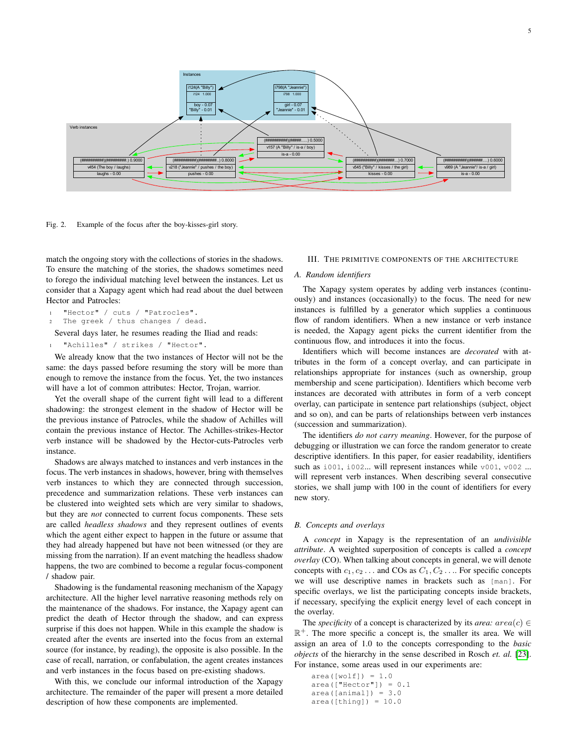Fig. 2. Example of the focus after the boy-kisses-girl story.

match the ongoing story with the collections of stories in the shadows. To ensure the matching of the stories, the shadows sometimes need to forego the individual matching level between the instances. Let us consider that a Xapagy agent which had read about the duel between Hector and Patrocles:

```
1   "Hector" / cuts / "Patrocles".
2   The greek / thus changes / dead.
```

Several days later, he resumes reading the Iliad and reads:

```
1   "Achilles" / strikes / "Hector".
```

We already know that the two instances of Hector will not be the same: the days passed before resuming the story will be more than enough to remove the instance from the focus. Yet, the two instances will have a lot of common attributes: Hector, Trojan, warrior.

Yet the overall shape of the current fight will lead to a different shadowing: the strongest element in the shadow of Hector will be the previous instance of Patrocles, while the shadow of Achilles will contain the previous instance of Hector. The Achilles-strikes-Hector verb instance will be shadowed by the Hector-cuts-Patrocles verb instance.

Shadows are always matched to instances and verb instances in the focus. The verb instances in shadows, however, bring with themselves verb instances to which they are connected through succession, precedence and summarization relations. These verb instances can be clustered into weighted sets which are very similar to shadows, but they are *not* connected to current focus components. These sets are called *headless shadows* and they represent outlines of events which the agent either expect to happen in the future or assume that they had already happened but have not been witnessed (or they are missing from the narration). If an event matching the headless shadow happens, the two are combined to become a regular focus-component / shadow pair.

Shadowing is the fundamental reasoning mechanism of the Xapagy architecture. All the higher level narrative reasoning methods rely on the maintenance of the shadows. For instance, the Xapagy agent can predict the death of Hector through the shadow, and can express surprise if this does not happen. While in this example the shadow is created after the events are inserted into the focus from an external source (for instance, by reading), the opposite is also possible. In the case of recall, narration, or confabulation, the agent creates instances and verb instances in the focus based on pre-existing shadows.

With this, we conclude our informal introduction of the Xapagy architecture. The remainder of the paper will present a more detailed description of how these components are implemented.

## III. The primitive components of the architecture

### A. Random identifiers

The Xapagy system operates by adding verb instances (continuously) and instances (occasionally) to the focus. The need for new instances is fulfilled by a generator which supplies a continuous flow of random identifiers. When a new instance or verb instance is needed, the Xapagy agent picks the current identifier from the continuous flow, and introduces it into the focus.

Identifiers which will become instances are *decorated* with attributes in the form of a concept overlay, and can participate in relationships appropriate for instances (such as ownership, group membership and scene participation). Identifiers which become verb instances are decorated with attributes in form of a verb concept overlay, can participate in sentence part relationships (subject, object and so on), and can be parts of relationships between verb instances (succession and summarization).

The identifiers *do not carry meaning*. However, for the purpose of debugging or illustration we can force the random generator to create descriptive identifiers. In this paper, for easier readability, identifiers such as `i001`, `i002`... will represent instances while `v001`, `v002` ... will represent verb instances. When describing several consecutive stories, we shall jump with 100 in the count of identifiers for every new story.

### B. Concepts and overlays

A *concept* in Xapagy is the representation of an *undivisible attribute*. A weighted superposition of concepts is called a *concept overlay* (CO). When talking about concepts in general, we will denote concepts with $c_1, c_2 \ldots$ and COs as $C_1, C_2 \ldots$. For specific concepts we will use descriptive names in brackets such as `[man]`. For specific overlays, we list the participating concepts inside brackets, if necessary, specifying the explicit energy level of each concept in the overlay.

The *specificity* of a concept is characterized by its *area:* $area(c) \in \mathbb{R}^+$. The more specific a concept is, the smaller its area. We will assign an area of 1.0 to the concepts corresponding to the *basic objects* of the hierarchy in the sense described in Rosch *et. al.* [23]. For instance, some areas used in our experiments are:

```
area([wolf]) = 1.0
area(["Hector"]) = 0.1
area([animal]) = 3.0
area([thing]) = 10.0
```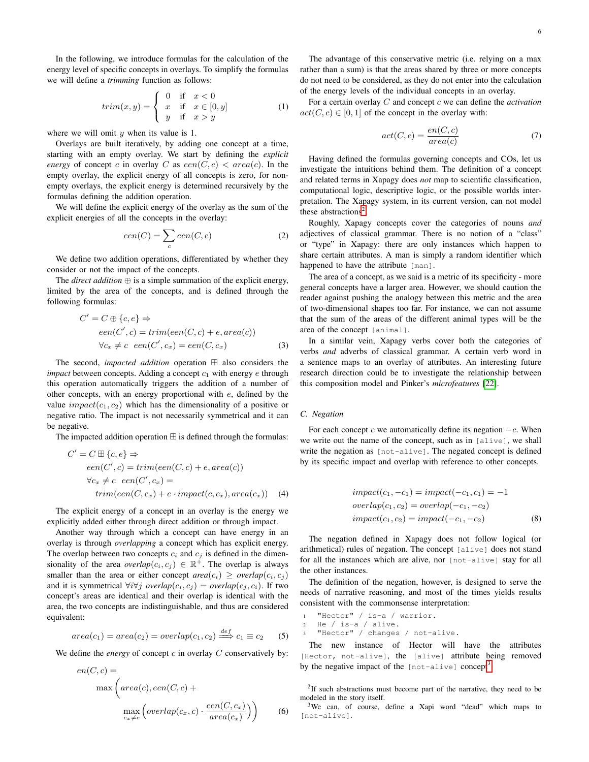In the following, we introduce formulas for the calculation of the energy level of specific concepts in overlays. To simplify the formulas we will define a *trimming* function as follows:

$$trim(x,y) = \begin{cases} 0 & \text{if} \quad x < 0 \\ x & \text{if} \quad x \in [0,y] \\ y & \text{if} \quad x > y \end{cases} \tag{1}$$

where we will omit $y$ when its value is 1.

Overlays are built iteratively, by adding one concept at a time, starting with an empty overlay. We start by defining the *explicit energy* of concept $c$ in overlay $C$ as $een(C,c) < area(c)$. In the empty overlay, the explicit energy of all concepts is zero, for non-empty overlays, the explicit energy is determined recursively by the formulas defining the addition operation.

We will define the explicit energy of the overlay as the sum of the explicit energies of all the concepts in the overlay:

$$een(C) = \sum_{c} een(C,c) \tag{2}$$

We define two addition operations, differentiated by whether they consider or not the impact of the concepts.

The *direct addition* $\oplus$ is a simple summation of the explicit energy, limited by the area of the concepts, and is defined through the following formulas:

$$\begin{aligned} & C' = C \oplus \{c, e\} \Rightarrow \\ & \quad een(C', c) = trim(een(C,c) + e, area(c)) \\ & \quad \forall c_x \neq c \;\; een(C', c_x) = een(C, c_x) \end{aligned} \tag{3}$$

The second, *impacted addition* operation $\boxplus$ also considers the *impact* between concepts. Adding a concept $c_1$ with energy $e$ through this operation automatically triggers the addition of a number of other concepts, with an energy proportional with $e$, defined by the value $impact(c_1, c_2)$ which has the dimensionality of a positive or negative ratio. The impact is not necessarily symmetrical and it can be negative.

The impacted addition operation $\boxplus$ is defined through the formulas:

$$\begin{aligned} & C' = C \boxplus \{c, e\} \Rightarrow \\ & \quad een(C', c) = trim(een(C,c) + e, area(c)) \\ & \quad \forall c_x \neq c \;\; een(C', c_x) = \\ & \quad\quad trim(een(C, c_x) + e \cdot impact(c, c_x), area(c_x)) \end{aligned} \tag{4}$$

The explicit energy of a concept in an overlay is the energy we explicitly added either through direct addition or through impact.

Another way through which a concept can have energy in an overlay is through *overlapping* a concept which has explicit energy. The overlap between two concepts $c_i$ and $c_j$ is defined in the dimensionality of the area $overlap(c_i, c_j) \in \mathbb{R}^+$. The overlap is always smaller than the area or either concept $area(c_i) \geq overlap(c_i, c_j)$ and it is symmetrical $\forall i \forall j \; overlap(c_i, c_j) = overlap(c_j, c_i)$. If two concept's areas are identical and their overlap is identical with the area, the two concepts are indistinguishable, and thus are considered equivalent:

$$area(c_1) = area(c_2) = overlap(c_1, c_2) \overset{def}{\Longrightarrow} c_1 \equiv c_2 \tag{5}$$

We define the *energy* of concept $c$ in overlay $C$ conservatively by:

$$\begin{aligned} & en(C,c) = \\ & \quad \max\Bigg(area(c), een(C,c) + \\ & \quad\quad \max_{c_x \neq c}\Big(overlap(c_x, c) \cdot \frac{een(C, c_x)}{area(c_x)}\Big)\Bigg) \end{aligned} \tag{6}$$

The advantage of this conservative metric (i.e. relying on a max rather than a sum) is that the areas shared by three or more concepts do not need to be considered, as they do not enter into the calculation of the energy levels of the individual concepts in an overlay.

For a certain overlay $C$ and concept $c$ we can define the *activation* $act(C,c) \in [0,1]$ of the concept in the overlay with:

$$act(C,c) = \frac{en(C,c)}{area(c)} \tag{7}$$

Having defined the formulas governing concepts and COs, let us investigate the intuitions behind them. The definition of a concept and related terms in Xapagy does *not* map to scientific classification, computational logic, descriptive logic, or the possible worlds interpretation. The Xapagy system, in its current version, can not model these abstractions.[2]

Roughly, Xapagy concepts cover the categories of nouns *and* adjectives of classical grammar. There is no notion of a "class" or "type" in Xapagy: there are only instances which happen to share certain attributes. A man is simply a random identifier which happened to have the attribute `[man]`.

The area of a concept, as we said is a metric of its specificity - more general concepts have a larger area. However, we should caution the reader against pushing the analogy between this metric and the area of two-dimensional shapes too far. For instance, we can not assume that the sum of the areas of the different animal types will be the area of the concept `[animal]`.

In a similar vein, Xapagy verbs cover both the categories of verbs *and* adverbs of classical grammar. A certain verb word in a sentence maps to an overlay of attributes. An interesting future research direction could be to investigate the relationship between this composition model and Pinker's *microfeatures* [22].

### C. Negation

For each concept $c$ we automatically define its negation $-c$. When we write out the name of the concept, such as in `[alive]`, we shall write the negation as `[not-alive]`. The negated concept is defined by its specific impact and overlap with reference to other concepts.

$$\begin{aligned} & impact(c_1, -c_1) = impact(-c_1, c_1) = -1 \\ & overlap(c_1, c_2) = overlap(-c_1, -c_2) \\ & impact(c_1, c_2) = impact(-c_1, -c_2) \end{aligned} \tag{8}$$

The negation defined in Xapagy does not follow logical (or arithmetical) rules of negation. The concept `[alive]` does not stand for all the instances which are alive, nor `[not-alive]` stay for all the other instances.

The definition of the negation, however, is designed to serve the needs of narrative reasoning, and most of the times yields results consistent with the commonsense interpretation:

```
1  "Hector" / is-a / warrior.
2  He / is-a / alive.
3  "Hector" / changes / not-alive.
```

The new instance of Hector will have the attributes `[Hector, not-alive]`, the `[alive]` attribute being removed by the negative impact of the `[not-alive]` concept.[3]

[2] If such abstractions must become part of the narrative, they need to be modeled in the story itself.

[3] We can, of course, define a Xapi word "dead" which maps to `[not-alive]`.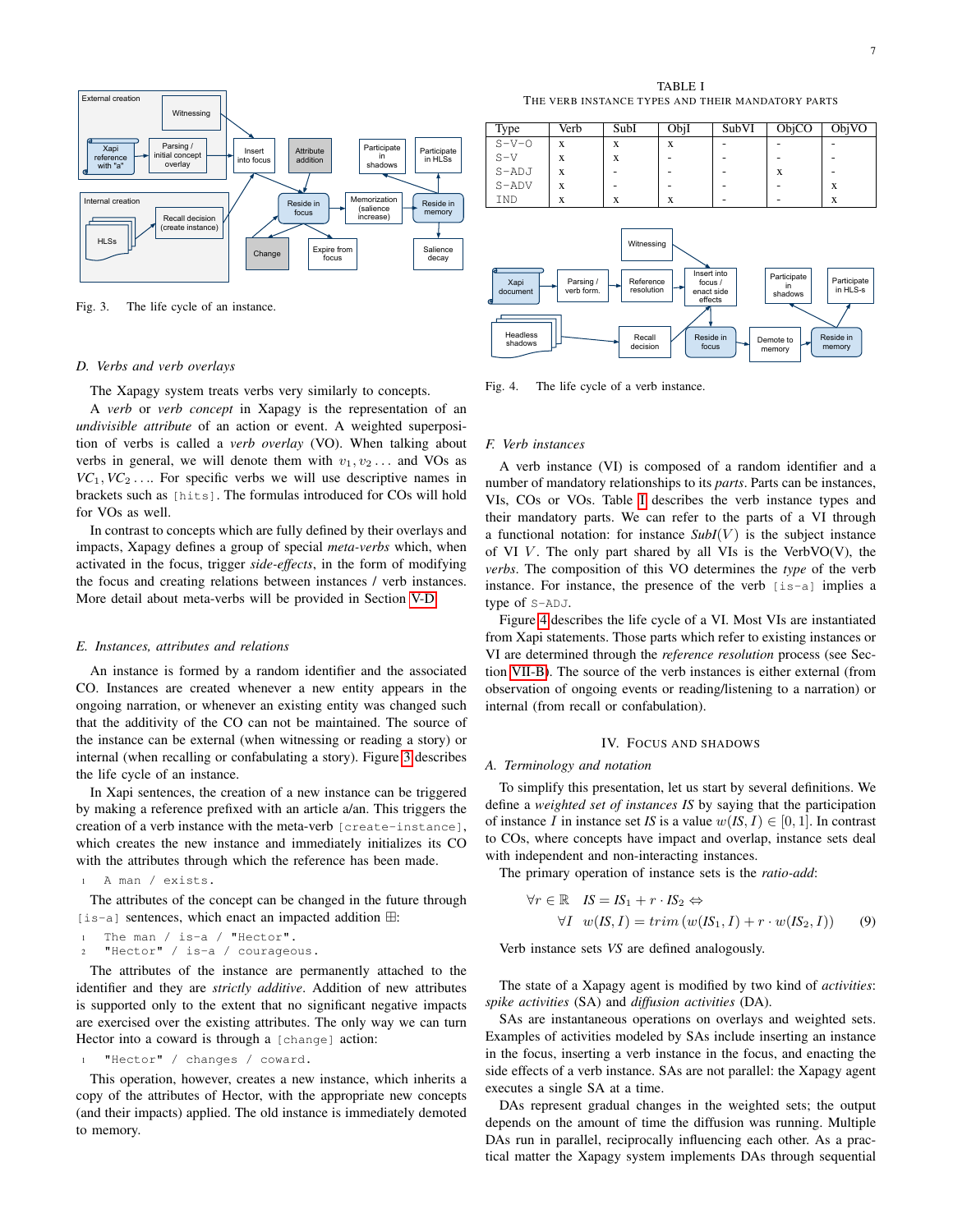Fig. 3. The life cycle of an instance.

### D. Verbs and verb overlays

The Xapagy system treats verbs very similarly to concepts.

A *verb* or *verb concept* in Xapagy is the representation of an *undivisible attribute* of an action or event. A weighted superposition of verbs is called a *verb overlay* (VO). When talking about verbs in general, we will denote them with $v_1, v_2 \ldots$ and VOs as $VC_1, VC_2 \ldots$. For specific verbs we will use descriptive names in brackets such as [hits]. The formulas introduced for COs will hold for VOs as well.

In contrast to concepts which are fully defined by their overlays and impacts, Xapagy defines a group of special *meta-verbs* which, when activated in the focus, trigger *side-effects*, in the form of modifying the focus and creating relations between instances / verb instances. More detail about meta-verbs will be provided in Section V-D.

### E. Instances, attributes and relations

An instance is formed by a random identifier and the associated CO. Instances are created whenever a new entity appears in the ongoing narration, or whenever an existing entity was changed such that the additivity of the CO can not be maintained. The source of the instance can be external (when witnessing or reading a story) or internal (when recalling or confabulating a story). Figure 3 describes the life cycle of an instance.

In Xapi sentences, the creation of a new instance can be triggered by making a reference prefixed with an article a/an. This triggers the creation of a verb instance with the meta-verb [create-instance], which creates the new instance and immediately initializes its CO with the attributes through which the reference has been made.

```
1  A man / exists.
```

The attributes of the concept can be changed in the future through [is-a] sentences, which enact an impacted addition ⊞:

```
1  The man / is-a / "Hector".
2  "Hector" / is-a / courageous.
```

The attributes of the instance are permanently attached to the identifier and they are *strictly additive*. Addition of new attributes is supported only to the extent that no significant negative impacts are exercised over the existing attributes. The only way we can turn Hector into a coward is through a [change] action:

```
1  "Hector" / changes / coward.
```

This operation, however, creates a new instance, which inherits a copy of the attributes of Hector, with the appropriate new concepts (and their impacts) applied. The old instance is immediately demoted to memory.

TABLE I
THE VERB INSTANCE TYPES AND THEIR MANDATORY PARTS

| Type | Verb | SubI | ObjI | SubVI | ObjCO | ObjVO |
|---|---|---|---|---|---|---|
| S-V-O | x | x | x | - | - | - |
| S-V | x | x | - | - | - | - |
| S-ADJ | x | - | - | - | x | - |
| S-ADV | x | - | - | - | - | x |
| IND | x | x | x | - | - | x |

Fig. 4. The life cycle of a verb instance.

### F. Verb instances

A verb instance (VI) is composed of a random identifier and a number of mandatory relationships to its *parts*. Parts can be instances, VIs, COs or VOs. Table I describes the verb instance types and their mandatory parts. We can refer to the parts of a VI through a functional notation: for instance *SubI*($V$) is the subject instance of VI $V$. The only part shared by all VIs is the VerbVO(V), the *verbs*. The composition of this VO determines the *type* of the verb instance. For instance, the presence of the verb [is-a] implies a type of S-ADJ.

Figure 4 describes the life cycle of a VI. Most VIs are instantiated from Xapi statements. Those parts which refer to existing instances or VI are determined through the *reference resolution* process (see Section VII-B). The source of the verb instances is either external (from observation of ongoing events or reading/listening to a narration) or internal (from recall or confabulation).

## IV. Focus and Shadows

### A. Terminology and notation

To simplify this presentation, let us start by several definitions. We define a *weighted set of instances IS* by saying that the participation of instance $I$ in instance set *IS* is a value $w(IS, I) \in [0, 1]$. In contrast to COs, where concepts have impact and overlap, instance sets deal with independent and non-interacting instances.

The primary operation of instance sets is the *ratio-add*:

$$\forall r \in \mathbb{R} \quad IS = IS_1 + r \cdot IS_2 \Leftrightarrow \\ \forall I \quad w(IS, I) = trim\left(w(IS_1, I) + r \cdot w(IS_2, I)\right) \qquad (9)$$

Verb instance sets *VS* are defined analogously.

The state of a Xapagy agent is modified by two kind of *activities*: *spike activities* (SA) and *diffusion activities* (DA).

SAs are instantaneous operations on overlays and weighted sets. Examples of activities modeled by SAs include inserting an instance in the focus, inserting a verb instance in the focus, and enacting the side effects of a verb instance. SAs are not parallel: the Xapagy agent executes a single SA at a time.

DAs represent gradual changes in the weighted sets; the output depends on the amount of time the diffusion was running. Multiple DAs run in parallel, reciprocally influencing each other. As a practical matter the Xapagy system implements DAs through sequential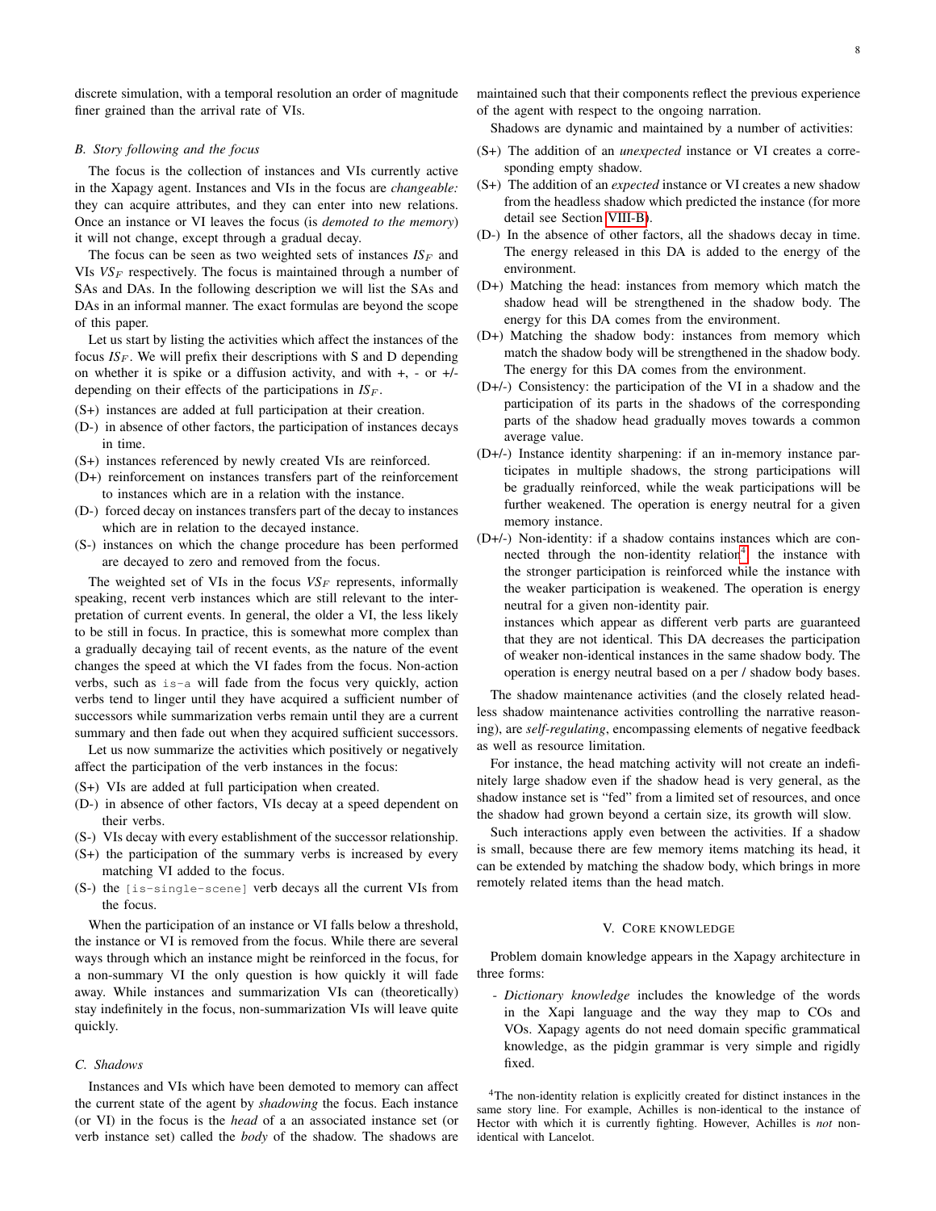discrete simulation, with a temporal resolution an order of magnitude finer grained than the arrival rate of VIs.

### B. Story following and the focus

The focus is the collection of instances and VIs currently active in the Xapagy agent. Instances and VIs in the focus are *changeable:* they can acquire attributes, and they can enter into new relations. Once an instance or VI leaves the focus (is *demoted to the memory*) it will not change, except through a gradual decay.

The focus can be seen as two weighted sets of instances $IS_F$ and VIs $VS_F$ respectively. The focus is maintained through a number of SAs and DAs. In the following description we will list the SAs and DAs in an informal manner. The exact formulas are beyond the scope of this paper.

Let us start by listing the activities which affect the instances of the focus $IS_F$. We will prefix their descriptions with S and D depending on whether it is spike or a diffusion activity, and with +, - or +/- depending on their effects of the participations in $IS_F$.

- (S+) instances are added at full participation at their creation.
- (D-) in absence of other factors, the participation of instances decays in time.
- (S+) instances referenced by newly created VIs are reinforced.
- (D+) reinforcement on instances transfers part of the reinforcement to instances which are in a relation with the instance.
- (D-) forced decay on instances transfers part of the decay to instances which are in relation to the decayed instance.
- (S-) instances on which the change procedure has been performed are decayed to zero and removed from the focus.

The weighted set of VIs in the focus $VS_F$ represents, informally speaking, recent verb instances which are still relevant to the interpretation of current events. In general, the older a VI, the less likely to be still in focus. In practice, this is somewhat more complex than a gradually decaying tail of recent events, as the nature of the event changes the speed at which the VI fades from the focus. Non-action verbs, such as `is-a` will fade from the focus very quickly, action verbs tend to linger until they have acquired a sufficient number of successors while summarization verbs remain until they are a current summary and then fade out when they acquired sufficient successors.

Let us now summarize the activities which positively or negatively affect the participation of the verb instances in the focus:

- (S+) VIs are added at full participation when created.
- (D-) in absence of other factors, VIs decay at a speed dependent on their verbs.
- (S-) VIs decay with every establishment of the successor relationship.
- (S+) the participation of the summary verbs is increased by every matching VI added to the focus.
- (S-) the `[is-single-scene]` verb decays all the current VIs from the focus.

When the participation of an instance or VI falls below a threshold, the instance or VI is removed from the focus. While there are several ways through which an instance might be reinforced in the focus, for a non-summary VI the only question is how quickly it will fade away. While instances and summarization VIs can (theoretically) stay indefinitely in the focus, non-summarization VIs will leave quite quickly.

### C. Shadows

Instances and VIs which have been demoted to memory can affect the current state of the agent by *shadowing* the focus. Each instance (or VI) in the focus is the *head* of a an associated instance set (or verb instance set) called the *body* of the shadow. The shadows are maintained such that their components reflect the previous experience of the agent with respect to the ongoing narration.

Shadows are dynamic and maintained by a number of activities:

- (S+) The addition of an *unexpected* instance or VI creates a corresponding empty shadow.
- (S+) The addition of an *expected* instance or VI creates a new shadow from the headless shadow which predicted the instance (for more detail see Section VIII-B).
- (D-) In the absence of other factors, all the shadows decay in time. The energy released in this DA is added to the energy of the environment.
- (D+) Matching the head: instances from memory which match the shadow head will be strengthened in the shadow body. The energy for this DA comes from the environment.
- (D+) Matching the shadow body: instances from memory which match the shadow body will be strengthened in the shadow body. The energy for this DA comes from the environment.
- (D+/-) Consistency: the participation of the VI in a shadow and the participation of its parts in the shadows of the corresponding parts of the shadow head gradually moves towards a common average value.
- (D+/-) Instance identity sharpening: if an in-memory instance participates in multiple shadows, the strong participations will be gradually reinforced, while the weak participations will be further weakened. The operation is energy neutral for a given memory instance.
- (D+/-) Non-identity: if a shadow contains instances which are connected through the non-identity relation[4] the instance with the stronger participation is reinforced while the instance with the weaker participation is weakened. The operation is energy neutral for a given non-identity pair.
  instances which appear as different verb parts are guaranteed that they are not identical. This DA decreases the participation of weaker non-identical instances in the same shadow body. The operation is energy neutral based on a per / shadow body bases.

The shadow maintenance activities (and the closely related headless shadow maintenance activities controlling the narrative reasoning), are *self-regulating*, encompassing elements of negative feedback as well as resource limitation.

For instance, the head matching activity will not create an indefinitely large shadow even if the shadow head is very general, as the shadow instance set is "fed" from a limited set of resources, and once the shadow had grown beyond a certain size, its growth will slow.

Such interactions apply even between the activities. If a shadow is small, because there are few memory items matching its head, it can be extended by matching the shadow body, which brings in more remotely related items than the head match.

## V. Core knowledge

Problem domain knowledge appears in the Xapagy architecture in three forms:

- *Dictionary knowledge* includes the knowledge of the words in the Xapi language and the way they map to COs and VOs. Xapagy agents do not need domain specific grammatical knowledge, as the pidgin grammar is very simple and rigidly fixed.

[4]The non-identity relation is explicitly created for distinct instances in the same story line. For example, Achilles is non-identical to the instance of Hector with which it is currently fighting. However, Achilles is *not* non-identical with Lancelot.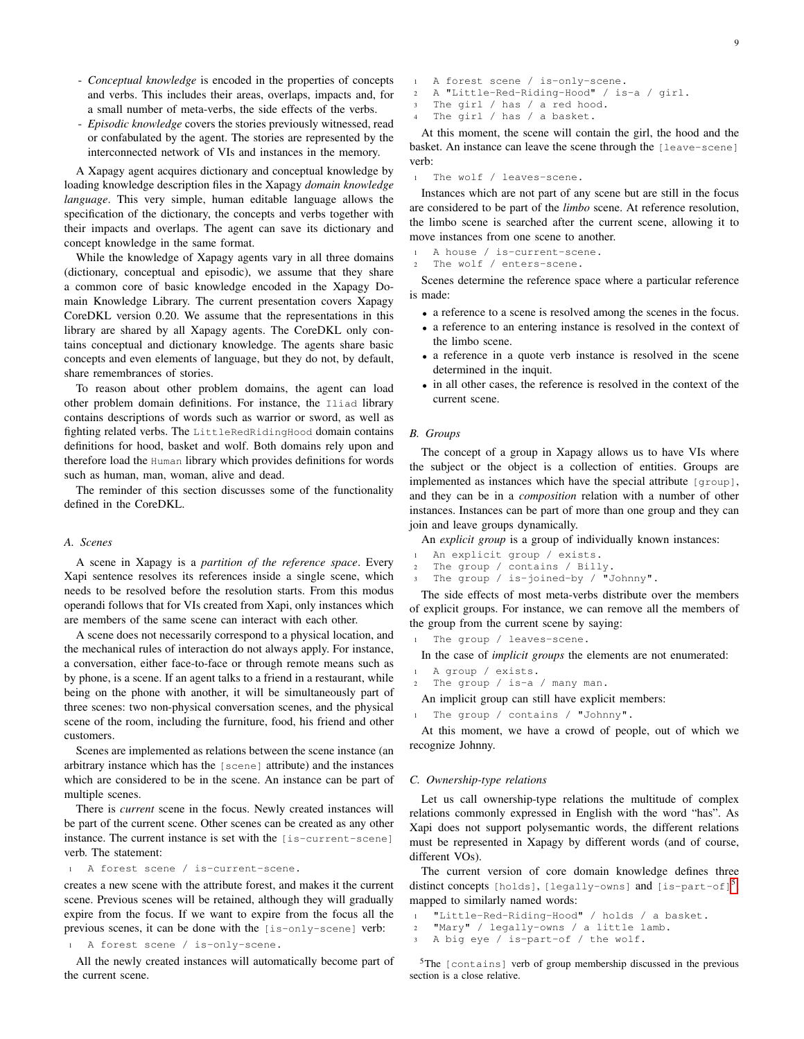- *Conceptual knowledge* is encoded in the properties of concepts and verbs. This includes their areas, overlaps, impacts and, for a small number of meta-verbs, the side effects of the verbs.
- *Episodic knowledge* covers the stories previously witnessed, read or confabulated by the agent. The stories are represented by the interconnected network of VIs and instances in the memory.

A Xapagy agent acquires dictionary and conceptual knowledge by loading knowledge description files in the Xapagy *domain knowledge language*. This very simple, human editable language allows the specification of the dictionary, the concepts and verbs together with their impacts and overlaps. The agent can save its dictionary and concept knowledge in the same format.

While the knowledge of Xapagy agents vary in all three domains (dictionary, conceptual and episodic), we assume that they share a common core of basic knowledge encoded in the Xapagy Domain Knowledge Library. The current presentation covers Xapagy CoreDKL version 0.20. We assume that the representations in this library are shared by all Xapagy agents. The CoreDKL only contains conceptual and dictionary knowledge. The agents share basic concepts and even elements of language, but they do not, by default, share remembrances of stories.

To reason about other problem domains, the agent can load other problem domain definitions. For instance, the `Iliad` library contains descriptions of words such as warrior or sword, as well as fighting related verbs. The `LittleRedRidingHood` domain contains definitions for hood, basket and wolf. Both domains rely upon and therefore load the `Human` library which provides definitions for words such as human, man, woman, alive and dead.

The reminder of this section discusses some of the functionality defined in the CoreDKL.

### A. Scenes

A scene in Xapagy is a *partition of the reference space*. Every Xapi sentence resolves its references inside a single scene, which needs to be resolved before the resolution starts. From this modus operandi follows that for VIs created from Xapi, only instances which are members of the same scene can interact with each other.

A scene does not necessarily correspond to a physical location, and the mechanical rules of interaction do not always apply. For instance, a conversation, either face-to-face or through remote means such as by phone, is a scene. If an agent talks to a friend in a restaurant, while being on the phone with another, it will be simultaneously part of three scenes: two non-physical conversation scenes, and the physical scene of the room, including the furniture, food, his friend and other customers.

Scenes are implemented as relations between the scene instance (an arbitrary instance which has the `[scene]` attribute) and the instances which are considered to be in the scene. An instance can be part of multiple scenes.

There is *current* scene in the focus. Newly created instances will be part of the current scene. Other scenes can be created as any other instance. The current instance is set with the `[is-current-scene]` verb. The statement:

```
1  A forest scene / is-current-scene.
```

creates a new scene with the attribute forest, and makes it the current scene. Previous scenes will be retained, although they will gradually expire from the focus. If we want to expire from the focus all the previous scenes, it can be done with the `[is-only-scene]` verb:

```
1  A forest scene / is-only-scene.
```

All the newly created instances will automatically become part of the current scene.

```
1  A forest scene / is-only-scene.
2  A "Little-Red-Riding-Hood" / is-a / girl.
3  The girl / has / a red hood.
4  The girl / has / a basket.
```

At this moment, the scene will contain the girl, the hood and the basket. An instance can leave the scene through the `[leave-scene]` verb:

```
1  The wolf / leaves-scene.
```

Instances which are not part of any scene but are still in the focus are considered to be part of the *limbo* scene. At reference resolution, the limbo scene is searched after the current scene, allowing it to move instances from one scene to another.

```
1  A house / is-current-scene.
2  The wolf / enters-scene.
```

Scenes determine the reference space where a particular reference is made:

- a reference to a scene is resolved among the scenes in the focus.
- a reference to an entering instance is resolved in the context of the limbo scene.
- a reference in a quote verb instance is resolved in the scene determined in the inquit.
- in all other cases, the reference is resolved in the context of the current scene.

### B. Groups

The concept of a group in Xapagy allows us to have VIs where the subject or the object is a collection of entities. Groups are implemented as instances which have the special attribute `[group]`, and they can be in a *composition* relation with a number of other instances. Instances can be part of more than one group and they can join and leave groups dynamically.

An *explicit group* is a group of individually known instances:

```
1  An explicit group / exists.
2  The group / contains / Billy.
3  The group / is-joined-by / "Johnny".
```

The side effects of most meta-verbs distribute over the members of explicit groups. For instance, we can remove all the members of the group from the current scene by saying:

```
1  The group / leaves-scene.
```

In the case of *implicit groups* the elements are not enumerated:

```
1  A group / exists.
2  The group / is-a / many man.
```

An implicit group can still have explicit members:

```
1  The group / contains / "Johnny".
```

At this moment, we have a crowd of people, out of which we recognize Johnny.

### C. Ownership-type relations

Let us call ownership-type relations the multitude of complex relations commonly expressed in English with the word "has". As Xapi does not support polysemantic words, the different relations must be represented in Xapagy by different words (and of course, different VOs).

The current version of core domain knowledge defines three distinct concepts `[holds]`, `[legally-owns]` and `[is-part-of]`[5], mapped to similarly named words:

```
1  "Little-Red-Riding-Hood" / holds / a basket.
2  "Mary" / legally-owns / a little lamb.
3  A big eye / is-part-of / the wolf.
```

[5] The `[contains]` verb of group membership discussed in the previous section is a close relative.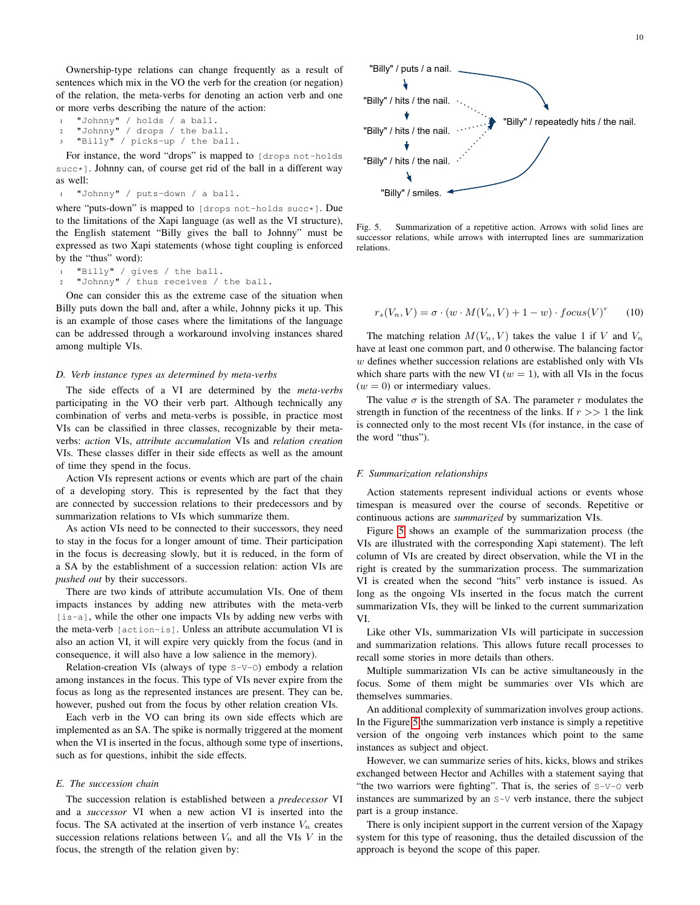Ownership-type relations can change frequently as a result of sentences which mix in the VO the verb for the creation (or negation) of the relation, the meta-verbs for denoting an action verb and one or more verbs describing the nature of the action:

```
1  "Johnny" / holds / a ball.
2  "Johnny" / drops / the ball.
3  "Billy" / picks-up / the ball.
```

For instance, the word "drops" is mapped to `[drops not-holds succ*]`. Johnny can, of course get rid of the ball in a different way as well:

```
1  "Johnny" / puts-down / a ball.
```

where "puts-down" is mapped to `[drops not-holds succ*]`. Due to the limitations of the Xapi language (as well as the VI structure), the English statement "Billy gives the ball to Johnny" must be expressed as two Xapi statements (whose tight coupling is enforced by the "thus" word):

```
1  "Billy" / gives / the ball.
2  "Johnny" / thus receives / the ball.
```

One can consider this as the extreme case of the situation when Billy puts down the ball and, after a while, Johnny picks it up. This is an example of those cases where the limitations of the language can be addressed through a workaround involving instances shared among multiple VIs.

### D. Verb instance types as determined by meta-verbs

The side effects of a VI are determined by the *meta-verbs* participating in the VO their verb part. Although technically any combination of verbs and meta-verbs is possible, in practice most VIs can be classified in three classes, recognizable by their meta-verbs: *action* VIs, *attribute accumulation* VIs and *relation creation* VIs. These classes differ in their side effects as well as the amount of time they spend in the focus.

Action VIs represent actions or events which are part of the chain of a developing story. This is represented by the fact that they are connected by succession relations to their predecessors and by summarization relations to VIs which summarize them.

As action VIs need to be connected to their successors, they need to stay in the focus for a longer amount of time. Their participation in the focus is decreasing slowly, but it is reduced, in the form of a SA by the establishment of a succession relation: action VIs are *pushed out* by their successors.

There are two kinds of attribute accumulation VIs. One of them impacts instances by adding new attributes with the meta-verb `[is-a]`, while the other one impacts VIs by adding new verbs with the meta-verb `[action-is]`. Unless an attribute accumulation VI is also an action VI, it will expire very quickly from the focus (and in consequence, it will also have a low salience in the memory).

Relation-creation VIs (always of type `S-V-O`) embody a relation among instances in the focus. This type of VIs never expire from the focus as long as the represented instances are present. They can be, however, pushed out from the focus by other relation creation VIs.

Each verb in the VO can bring its own side effects which are implemented as an SA. The spike is normally triggered at the moment when the VI is inserted in the focus, although some type of insertions, such as for questions, inhibit the side effects.

### E. The succession chain

The succession relation is established between a *predecessor* VI and a *successor* VI when a new action VI is inserted into the focus. The SA activated at the insertion of verb instance $V_n$ creates succession relations relations between $V_n$ and all the VIs $V$ in the focus, the strength of the relation given by:

"Billy" / puts / a nail.
"Billy" / hits / the nail.
"Billy" / hits / the nail.
"Billy" / hits / the nail.
"Billy" / smiles.
"Billy" / repeatedly hits / the nail.

Fig. 5. Summarization of a repetitive action. Arrows with solid lines are successor relations, while arrows with interrupted lines are summarization relations.

$$r_s(V_n, V) = \sigma \cdot (w \cdot M(V_n, V) + 1 - w) \cdot focus(V)^r \qquad (10)$$

The matching relation $M(V_n, V)$ takes the value 1 if $V$ and $V_n$ have at least one common part, and 0 otherwise. The balancing factor $w$ defines whether succession relations are established only with VIs which share parts with the new VI ($w = 1$), with all VIs in the focus ($w = 0$) or intermediary values.

The value $\sigma$ is the strength of SA. The parameter $r$ modulates the strength in function of the recentness of the links. If $r >> 1$ the link is connected only to the most recent VIs (for instance, in the case of the word "thus").

### F. Summarization relationships

Action statements represent individual actions or events whose timespan is measured over the course of seconds. Repetitive or continuous actions are *summarized* by summarization VIs.

Figure 5 shows an example of the summarization process (the VIs are illustrated with the corresponding Xapi statement). The left column of VIs are created by direct observation, while the VI in the right is created by the summarization process. The summarization VI is created when the second "hits" verb instance is issued. As long as the ongoing VIs inserted in the focus match the current summarization VIs, they will be linked to the current summarization VI.

Like other VIs, summarization VIs will participate in succession and summarization relations. This allows future recall processes to recall some stories in more details than others.

Multiple summarization VIs can be active simultaneously in the focus. Some of them might be summaries over VIs which are themselves summaries.

An additional complexity of summarization involves group actions. In the Figure 5 the summarization verb instance is simply a repetitive version of the ongoing verb instances which point to the same instances as subject and object.

However, we can summarize series of hits, kicks, blows and strikes exchanged between Hector and Achilles with a statement saying that "the two warriors were fighting". That is, the series of `S-V-O` verb instances are summarized by an `S-V` verb instance, there the subject part is a group instance.

There is only incipient support in the current version of the Xapagy system for this type of reasoning, thus the detailed discussion of the approach is beyond the scope of this paper.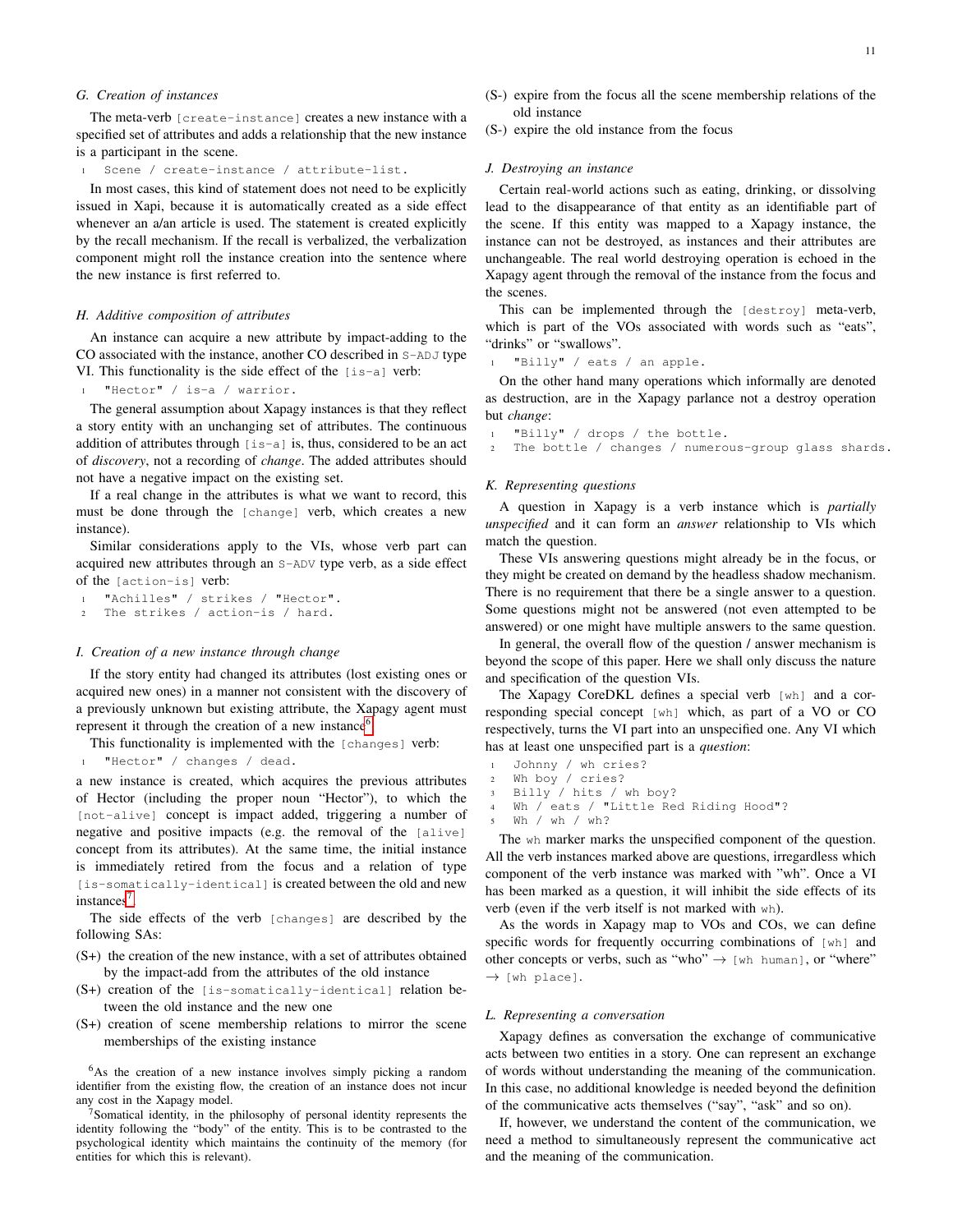### G. Creation of instances

The meta-verb `[create-instance]` creates a new instance with a specified set of attributes and adds a relationship that the new instance is a participant in the scene.

```
1  Scene / create-instance / attribute-list.
```

In most cases, this kind of statement does not need to be explicitly issued in Xapi, because it is automatically created as a side effect whenever an a/an article is used. The statement is created explicitly by the recall mechanism. If the recall is verbalized, the verbalization component might roll the instance creation into the sentence where the new instance is first referred to.

### H. Additive composition of attributes

An instance can acquire a new attribute by impact-adding to the CO associated with the instance, another CO described in `S-ADJ` type VI. This functionality is the side effect of the `[is-a]` verb:

```
1  "Hector" / is-a / warrior.
```

The general assumption about Xapagy instances is that they reflect a story entity with an unchanging set of attributes. The continuous addition of attributes through `[is-a]` is, thus, considered to be an act of *discovery*, not a recording of *change*. The added attributes should not have a negative impact on the existing set.

If a real change in the attributes is what we want to record, this must be done through the `[change]` verb, which creates a new instance).

Similar considerations apply to the VIs, whose verb part can acquired new attributes through an `S-ADV` type verb, as a side effect of the `[action-is]` verb:

```
1  "Achilles" / strikes / "Hector".
2  The strikes / action-is / hard.
```

### I. Creation of a new instance through change

If the story entity had changed its attributes (lost existing ones or acquired new ones) in a manner not consistent with the discovery of a previously unknown but existing attribute, the Xapagy agent must represent it through the creation of a new instance[6].

This functionality is implemented with the `[changes]` verb:

```
1  "Hector" / changes / dead.
```

a new instance is created, which acquires the previous attributes of Hector (including the proper noun "Hector"), to which the `[not-alive]` concept is impact added, triggering a number of negative and positive impacts (e.g. the removal of the `[alive]` concept from its attributes). At the same time, the initial instance is immediately retired from the focus and a relation of type `[is-somatically-identical]` is created between the old and new instances[7].

The side effects of the verb `[changes]` are described by the following SAs:

- (S+) the creation of the new instance, with a set of attributes obtained by the impact-add from the attributes of the old instance
- (S+) creation of the `[is-somatically-identical]` relation between the old instance and the new one
- (S+) creation of scene membership relations to mirror the scene memberships of the existing instance
- (S-) expire from the focus all the scene membership relations of the old instance
- (S-) expire the old instance from the focus

[6]As the creation of a new instance involves simply picking a random identifier from the existing flow, the creation of an instance does not incur any cost in the Xapagy model.

[7]Somatical identity, in the philosophy of personal identity represents the identity following the "body" of the entity. This is to be contrasted to the psychological identity which maintains the continuity of the memory (for entities for which this is relevant).

### J. Destroying an instance

Certain real-world actions such as eating, drinking, or dissolving lead to the disappearance of that entity as an identifiable part of the scene. If this entity was mapped to a Xapagy instance, the instance can not be destroyed, as instances and their attributes are unchangeable. The real world destroying operation is echoed in the Xapagy agent through the removal of the instance from the focus and the scenes.

This can be implemented through the `[destroy]` meta-verb, which is part of the VOs associated with words such as "eats", "drinks" or "swallows".

```
1  "Billy" / eats / an apple.
```

On the other hand many operations which informally are denoted as destruction, are in the Xapagy parlance not a destroy operation but *change*:

```
1  "Billy" / drops / the bottle.
2  The bottle / changes / numerous-group glass shards.
```

### K. Representing questions

A question in Xapagy is a verb instance which is *partially unspecified* and it can form an *answer* relationship to VIs which match the question.

These VIs answering questions might already be in the focus, or they might be created on demand by the headless shadow mechanism. There is no requirement that there be a single answer to a question. Some questions might not be answered (not even attempted to be answered) or one might have multiple answers to the same question.

In general, the overall flow of the question / answer mechanism is beyond the scope of this paper. Here we shall only discuss the nature and specification of the question VIs.

The Xapagy CoreDKL defines a special verb `[wh]` and a corresponding special concept `[wh]` which, as part of a VO or CO respectively, turns the VI part into an unspecified one. Any VI which has at least one unspecified part is a *question*:

```
1  Johnny / wh cries?
2  Wh boy / cries?
3  Billy / hits / wh boy?
4  Wh / eats / "Little Red Riding Hood"?
5  Wh / wh / wh?
```

The `wh` marker marks the unspecified component of the question. All the verb instances marked above are questions, irregardless which component of the verb instance was marked with "wh". Once a VI has been marked as a question, it will inhibit the side effects of its verb (even if the verb itself is not marked with `wh`).

As the words in Xapagy map to VOs and COs, we can define specific words for frequently occurring combinations of `[wh]` and other concepts or verbs, such as "who" → `[wh human]`, or "where" → `[wh place]`.

### L. Representing a conversation

Xapagy defines as conversation the exchange of communicative acts between two entities in a story. One can represent an exchange of words without understanding the meaning of the communication. In this case, no additional knowledge is needed beyond the definition of the communicative acts themselves ("say", "ask" and so on).

If, however, we understand the content of the communication, we need a method to simultaneously represent the communicative act and the meaning of the communication.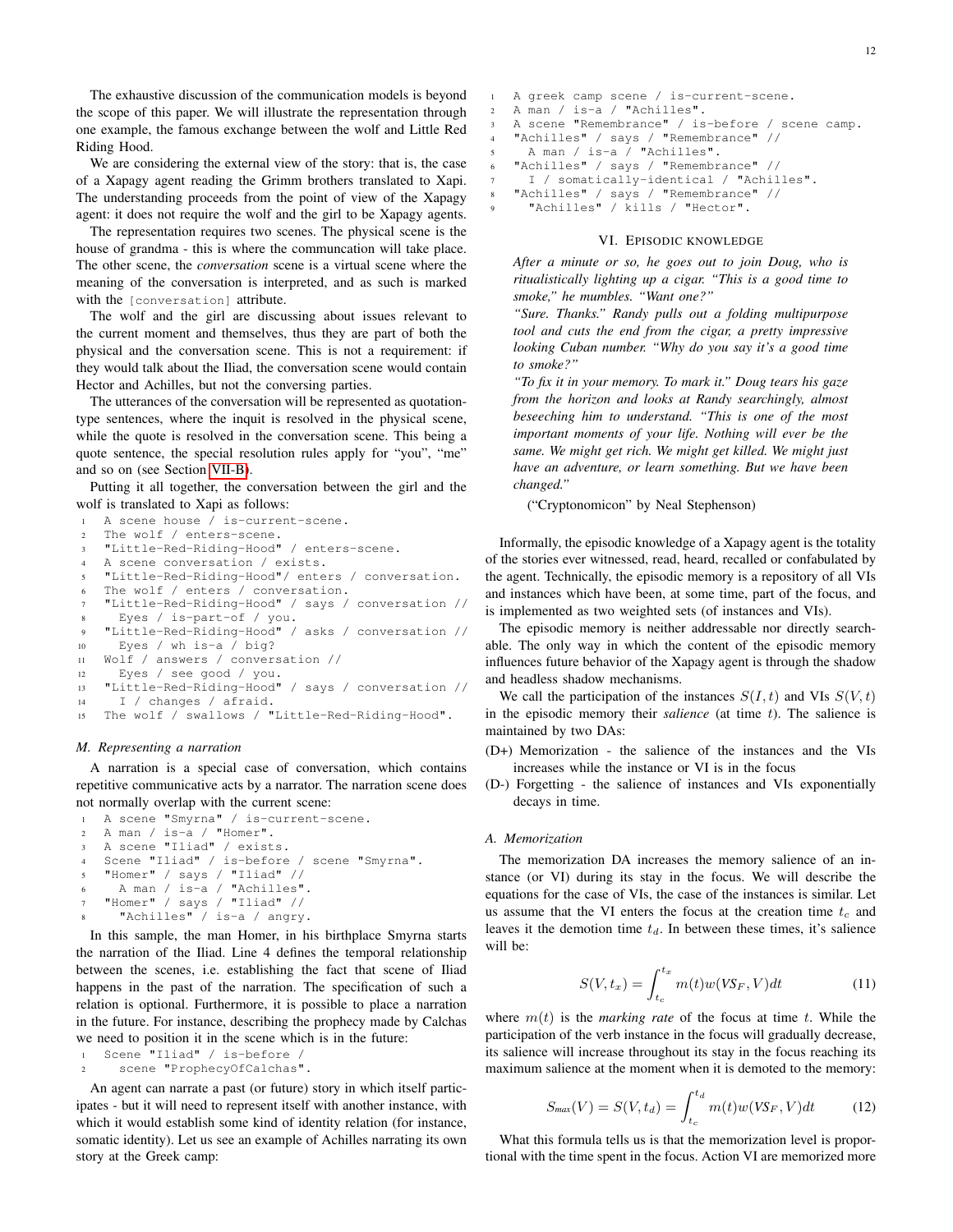The exhaustive discussion of the communication models is beyond the scope of this paper. We will illustrate the representation through one example, the famous exchange between the wolf and Little Red Riding Hood.

We are considering the external view of the story: that is, the case of a Xapagy agent reading the Grimm brothers translated to Xapi. The understanding proceeds from the point of view of the Xapagy agent: it does not require the wolf and the girl to be Xapagy agents.

The representation requires two scenes. The physical scene is the house of grandma - this is where the communcation will take place. The other scene, the *conversation* scene is a virtual scene where the meaning of the conversation is interpreted, and as such is marked with the `[conversation]` attribute.

The wolf and the girl are discussing about issues relevant to the current moment and themselves, thus they are part of both the physical and the conversation scene. This is not a requirement: if they would talk about the Iliad, the conversation scene would contain Hector and Achilles, but not the conversing parties.

The utterances of the conversation will be represented as quotation-type sentences, where the inquit is resolved in the physical scene, while the quote is resolved in the conversation scene. This being a quote sentence, the special resolution rules apply for "you", "me" and so on (see Section VII-B).

Putting it all together, the conversation between the girl and the wolf is translated to Xapi as follows:

```
1  A scene house / is-current-scene.
2  The wolf / enters-scene.
3  "Little-Red-Riding-Hood" / enters-scene.
4  A scene conversation / exists.
5  "Little-Red-Riding-Hood"/ enters / conversation.
6  The wolf / enters / conversation.
7  "Little-Red-Riding-Hood" / says / conversation //
8    Eyes / is-part-of / you.
9  "Little-Red-Riding-Hood" / asks / conversation //
10   Eyes / wh is-a / big?
11 Wolf / answers / conversation //
12   Eyes / see good / you.
13 "Little-Red-Riding-Hood" / says / conversation //
14   I / changes / afraid.
15 The wolf / swallows / "Little-Red-Riding-Hood".
```

### M. Representing a narration

A narration is a special case of conversation, which contains repetitive communicative acts by a narrator. The narration scene does not normally overlap with the current scene:

```
1  A scene "Smyrna" / is-current-scene.
2  A man / is-a / "Homer".
3  A scene "Iliad" / exists.
4  Scene "Iliad" / is-before / scene "Smyrna".
5  "Homer" / says / "Iliad" //
6    A man / is-a / "Achilles".
7  "Homer" / says / "Iliad" //
8    "Achilles" / is-a / angry.
```

In this sample, the man Homer, in his birthplace Smyrna starts the narration of the Iliad. Line 4 defines the temporal relationship between the scenes, i.e. establishing the fact that scene of Iliad happens in the past of the narration. The specification of such a relation is optional. Furthermore, it is possible to place a narration in the future. For instance, describing the prophecy made by Calchas we need to position it in the scene which is in the future:

```
1  Scene "Iliad" / is-before /
2    scene "ProphecyOfCalchas".
```

An agent can narrate a past (or future) story in which itself participates - but it will need to represent itself with another instance, with which it would establish some kind of identity relation (for instance, somatic identity). Let us see an example of Achilles narrating its own story at the Greek camp:

```
1  A greek camp scene / is-current-scene.
2  A man / is-a / "Achilles".
3  A scene "Remembrance" / is-before / scene camp.
4  "Achilles" / says / "Remembrance" //
5    A man / is-a / "Achilles".
6  "Achilles" / says / "Remembrance" //
7    I / somatically-identical / "Achilles".
8  "Achilles" / says / "Remembrance" //
9    "Achilles" / kills / "Hector".
```

## VI. Episodic knowledge

*After a minute or so, he goes out to join Doug, who is ritualistically lighting up a cigar. "This is a good time to smoke," he mumbles. "Want one?"*

*"Sure. Thanks." Randy pulls out a folding multipurpose tool and cuts the end from the cigar, a pretty impressive looking Cuban number. "Why do you say it's a good time to smoke?"*

*"To fix it in your memory. To mark it." Doug tears his gaze from the horizon and looks at Randy searchingly, almost beseeching him to understand. "This is one of the most important moments of your life. Nothing will ever be the same. We might get rich. We might get killed. We might just have an adventure, or learn something. But we have been changed."*

("Cryptonomicon" by Neal Stephenson)

Informally, the episodic knowledge of a Xapagy agent is the totality of the stories ever witnessed, read, heard, recalled or confabulated by the agent. Technically, the episodic memory is a repository of all VIs and instances which have been, at some time, part of the focus, and is implemented as two weighted sets (of instances and VIs).

The episodic memory is neither addressable nor directly searchable. The only way in which the content of the episodic memory influences future behavior of the Xapagy agent is through the shadow and headless shadow mechanisms.

We call the participation of the instances $S(I, t)$ and VIs $S(V, t)$ in the episodic memory their *salience* (at time $t$). The salience is maintained by two DAs:

- (D+) Memorization - the salience of the instances and the VIs increases while the instance or VI is in the focus
- (D-) Forgetting - the salience of instances and VIs exponentially decays in time.

### A. Memorization

The memorization DA increases the memory salience of an instance (or VI) during its stay in the focus. We will describe the equations for the case of VIs, the case of the instances is similar. Let us assume that the VI enters the focus at the creation time $t_c$ and leaves it the demotion time $t_d$. In between these times, it's salience will be:

$$S(V, t_x) = \int_{t_c}^{t_x} m(t) w(VS_F, V) dt \tag{11}$$

where $m(t)$ is the *marking rate* of the focus at time $t$. While the participation of the verb instance in the focus will gradually decrease, its salience will increase throughout its stay in the focus reaching its maximum salience at the moment when it is demoted to the memory:

$$S_{max}(V) = S(V, t_d) = \int_{t_c}^{t_d} m(t) w(VS_F, V) dt \tag{12}$$

What this formula tells us is that the memorization level is proportional with the time spent in the focus. Action VI are memorized more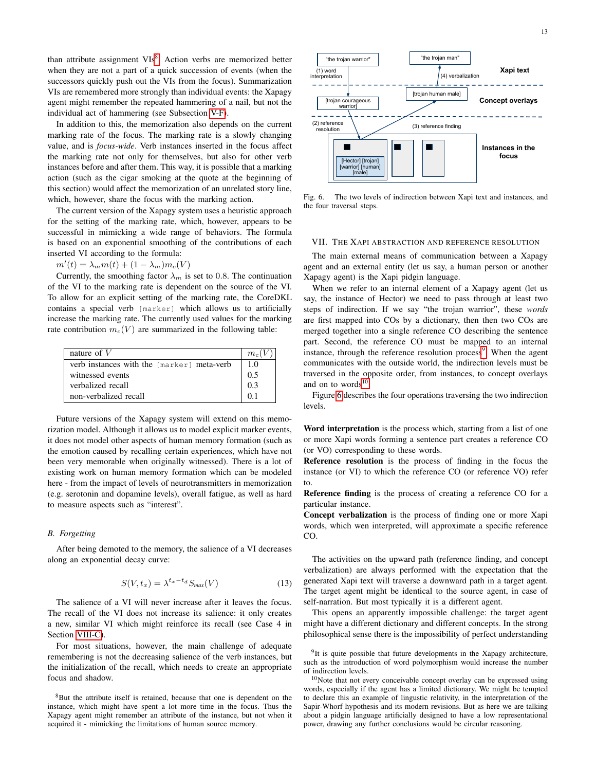than attribute assignment VIs[8]. Action verbs are memorized better when they are not a part of a quick succession of events (when the successors quickly push out the VIs from the focus). Summarization VIs are remembered more strongly than individual events: the Xapagy agent might remember the repeated hammering of a nail, but not the individual act of hammering (see Subsection V-F).

In addition to this, the memorization also depends on the current marking rate of the focus. The marking rate is a slowly changing value, and is *focus-wide*. Verb instances inserted in the focus affect the marking rate not only for themselves, but also for other verb instances before and after them. This way, it is possible that a marking action (such as the cigar smoking at the quote at the beginning of this section) would affect the memorization of an unrelated story line, which, however, share the focus with the marking action.

The current version of the Xapagy system uses a heuristic approach for the setting of the marking rate, which, however, appears to be successful in mimicking a wide range of behaviors. The formula is based on an exponential smoothing of the contributions of each inserted VI according to the formula:

$m'(t) = \lambda_m m(t) + (1 - \lambda_m) m_c(V)$

Currently, the smoothing factor $\lambda_m$ is set to 0.8. The continuation of the VI to the marking rate is dependent on the source of the VI. To allow for an explicit setting of the marking rate, the CoreDKL contains a special verb `[marker]` which allows us to artificially increase the marking rate. The currently used values for the marking rate contribution $m_c(V)$ are summarized in the following table:

| nature of $V$ | $m_c(V)$ |
|---|---|
| verb instances with the `[marker]` meta-verb | 1.0 |
| witnessed events | 0.5 |
| verbalized recall | 0.3 |
| non-verbalized recall | 0.1 |

Future versions of the Xapagy system will extend on this memorization model. Although it allows us to model explicit marker events, it does not model other aspects of human memory formation (such as the emotion caused by recalling certain experiences, which have not been very memorable when originally witnessed). There is a lot of existing work on human memory formation which can be modeled here - from the impact of levels of neurotransmitters in memorization (e.g. serotonin and dopamine levels), overall fatigue, as well as hard to measure aspects such as "interest".

### B. Forgetting

After being demoted to the memory, the salience of a VI decreases along an exponential decay curve:

$$S(V, t_x) = \lambda^{t_x - t_d} S_{max}(V) \tag{13}$$

The salience of a VI will never increase after it leaves the focus. The recall of the VI does not increase its salience: it only creates a new, similar VI which might reinforce its recall (see Case 4 in Section VIII-C).

For most situations, however, the main challenge of adequate remembering is not the decreasing salience of the verb instances, but the initialization of the recall, which needs to create an appropriate focus and shadow.

[8]But the attribute itself is retained, because that one is dependent on the instance, which might have spent a lot more time in the focus. Thus the Xapagy agent might remember an attribute of the instance, but not when it acquired it - mimicking the limitations of human source memory.

Fig. 6. The two levels of indirection between Xapi text and instances, and the four traversal steps.

## VII. The Xapi abstraction and reference resolution

The main external means of communication between a Xapagy agent and an external entity (let us say, a human person or another Xapagy agent) is the Xapi pidgin language.

When we refer to an internal element of a Xapagy agent (let us say, the instance of Hector) we need to pass through at least two steps of indirection. If we say "the trojan warrior", these *words* are first mapped into COs by a dictionary, then then two COs are merged together into a single reference CO describing the sentence part. Second, the reference CO must be mapped to an internal instance, through the reference resolution process[9]. When the agent communicates with the outside world, the indirection levels must be traversed in the opposite order, from instances, to concept overlays and on to words[10].

Figure 6 describes the four operations traversing the two indirection levels.

**Word interpretation** is the process which, starting from a list of one or more Xapi words forming a sentence part creates a reference CO (or VO) corresponding to these words.

**Reference resolution** is the process of finding in the focus the instance (or VI) to which the reference CO (or reference VO) refer to.

**Reference finding** is the process of creating a reference CO for a particular instance.

**Concept verbalization** is the process of finding one or more Xapi words, which wen interpreted, will approximate a specific reference CO.

The activities on the upward path (reference finding, and concept verbalization) are always performed with the expectation that the generated Xapi text will traverse a downward path in a target agent. The target agent might be identical to the source agent, in case of self-narration. But most typically it is a different agent.

This opens an apparently impossible challenge: the target agent might have a different dictionary and different concepts. In the strong philosophical sense there is the impossibility of perfect understanding

[9]It is quite possible that future developments in the Xapagy architecture, such as the introduction of word polymorphism would increase the number of indirection levels.

[10]Note that not every conceivable concept overlay can be expressed using words, especially if the agent has a limited dictionary. We might be tempted to declare this an example of lingustic relativity, in the interpretation of the Sapir-Whorf hypothesis and its modern revisions. But as here we are talking about a pidgin language artificially designed to have a low representational power, drawing any further conclusions would be circular reasoning.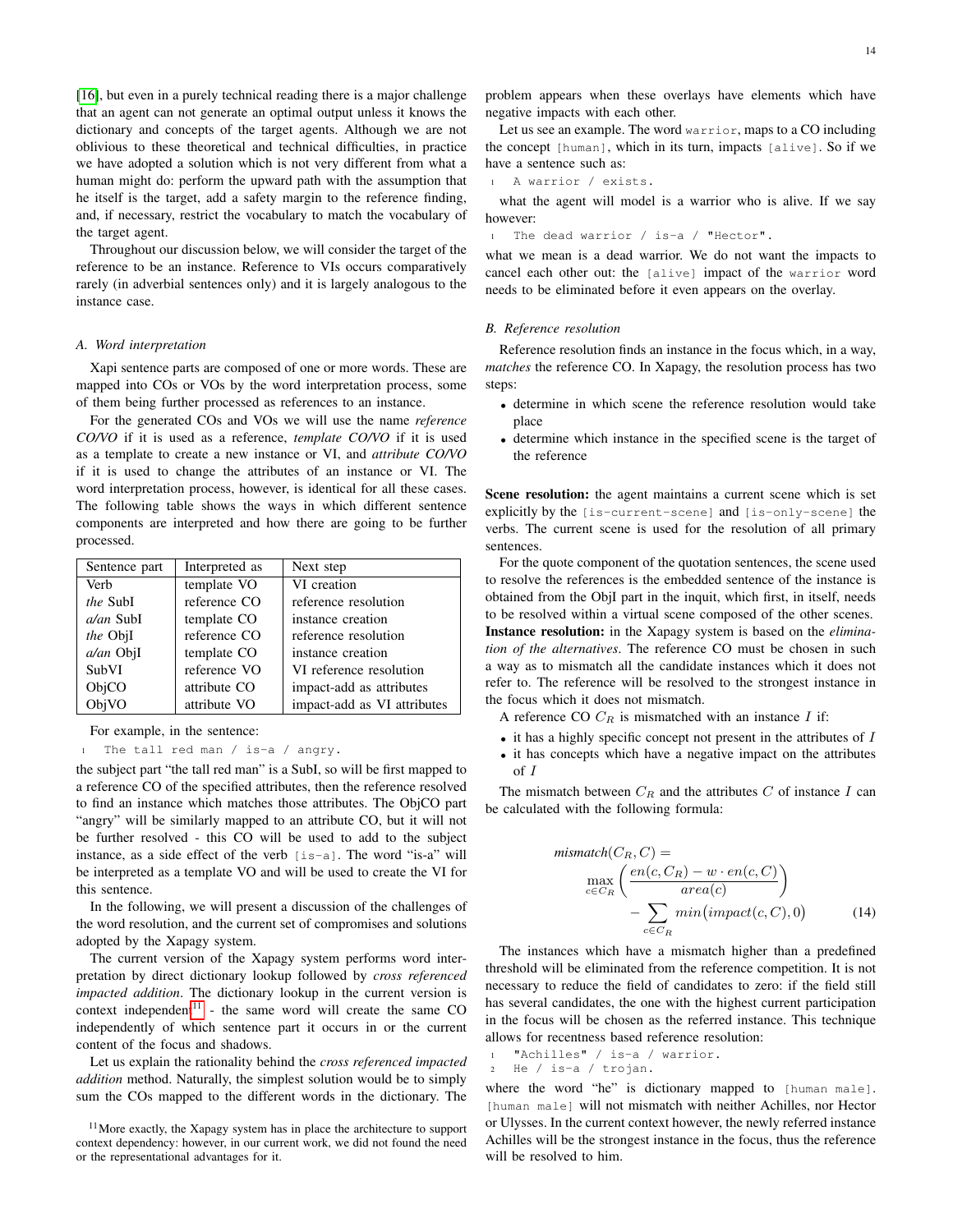[16], but even in a purely technical reading there is a major challenge that an agent can not generate an optimal output unless it knows the dictionary and concepts of the target agents. Although we are not oblivious to these theoretical and technical difficulties, in practice we have adopted a solution which is not very different from what a human might do: perform the upward path with the assumption that he itself is the target, add a safety margin to the reference finding, and, if necessary, restrict the vocabulary to match the vocabulary of the target agent.

Throughout our discussion below, we will consider the target of the reference to be an instance. Reference to VIs occurs comparatively rarely (in adverbial sentences only) and it is largely analogous to the instance case.

### A. Word interpretation

Xapi sentence parts are composed of one or more words. These are mapped into COs or VOs by the word interpretation process, some of them being further processed as references to an instance.

For the generated COs and VOs we will use the name *reference CO/VO* if it is used as a reference, *template CO/VO* if it is used as a template to create a new instance or VI, and *attribute CO/VO* if it is used to change the attributes of an instance or VI. The word interpretation process, however, is identical for all these cases. The following table shows the ways in which different sentence components are interpreted and how there are going to be further processed.

| Sentence part | Interpreted as | Next step |
|---|---|---|
| Verb | template VO | VI creation |
| *the* SubI | reference CO | reference resolution |
| *a/an* SubI | template CO | instance creation |
| *the* ObjI | reference CO | reference resolution |
| *a/an* ObjI | template CO | instance creation |
| SubVI | reference VO | VI reference resolution |
| ObjCO | attribute CO | impact-add as attributes |
| ObjVO | attribute VO | impact-add as VI attributes |

For example, in the sentence:

```
1  The tall red man / is-a / angry.
```

the subject part "the tall red man" is a SubI, so will be first mapped to a reference CO of the specified attributes, then the reference resolved to find an instance which matches those attributes. The ObjCO part "angry" will be similarly mapped to an attribute CO, but it will not be further resolved - this CO will be used to add to the subject instance, as a side effect of the verb [is-a]. The word "is-a" will be interpreted as a template VO and will be used to create the VI for this sentence.

In the following, we will present a discussion of the challenges of the word resolution, and the current set of compromises and solutions adopted by the Xapagy system.

The current version of the Xapagy system performs word interpretation by direct dictionary lookup followed by *cross referenced impacted addition*. The dictionary lookup in the current version is context independent[11] - the same word will create the same CO independently of which sentence part it occurs in or the current content of the focus and shadows.

Let us explain the rationality behind the *cross referenced impacted addition* method. Naturally, the simplest solution would be to simply sum the COs mapped to the different words in the dictionary. The problem appears when these overlays have elements which have negative impacts with each other.

Let us see an example. The word `warrior`, maps to a CO including the concept [human], which in its turn, impacts [alive]. So if we have a sentence such as:

```
1  A warrior / exists.
```

what the agent will model is a warrior who is alive. If we say however:

```
1  The dead warrior / is-a / "Hector".
```

what we mean is a dead warrior. We do not want the impacts to cancel each other out: the [alive] impact of the `warrior` word needs to be eliminated before it even appears on the overlay.

### B. Reference resolution

Reference resolution finds an instance in the focus which, in a way, *matches* the reference CO. In Xapagy, the resolution process has two steps:

- determine in which scene the reference resolution would take place
- determine which instance in the specified scene is the target of the reference

**Scene resolution:** the agent maintains a current scene which is set explicitly by the [is-current-scene] and [is-only-scene] the verbs. The current scene is used for the resolution of all primary sentences.

For the quote component of the quotation sentences, the scene used to resolve the references is the embedded sentence of the instance is obtained from the ObjI part in the inquit, which first, in itself, needs to be resolved within a virtual scene composed of the other scenes.

**Instance resolution:** in the Xapagy system is based on the *elimination of the alternatives*. The reference CO must be chosen in such a way as to mismatch all the candidate instances which it does not refer to. The reference will be resolved to the strongest instance in the focus which it does not mismatch.

A reference CO $C_R$ is mismatched with an instance $I$ if:

- it has a highly specific concept not present in the attributes of $I$
- it has concepts which have a negative impact on the attributes of $I$

The mismatch between $C_R$ and the attributes $C$ of instance $I$ can be calculated with the following formula:

$$mismatch(C_R, C) = \max_{c \in C_R} \left( \frac{en(c, C_R) - w \cdot en(c, C)}{area(c)} \right) - \sum_{c \in C_R} min\big(impact(c, C), 0\big) \tag{14}$$

The instances which have a mismatch higher than a predefined threshold will be eliminated from the reference competition. It is not necessary to reduce the field of candidates to zero: if the field still has several candidates, the one with the highest current participation in the focus will be chosen as the referred instance. This technique allows for recentness based reference resolution:

```
1  "Achilles" / is-a / warrior.
2  He / is-a / trojan.
```

where the word "he" is dictionary mapped to [human male]. [human male] will not mismatch with neither Achilles, nor Hector or Ulysses. In the current context however, the newly referred instance Achilles will be the strongest instance in the focus, thus the reference will be resolved to him.

[11] More exactly, the Xapagy system has in place the architecture to support context dependency: however, in our current work, we did not found the need or the representational advantages for it.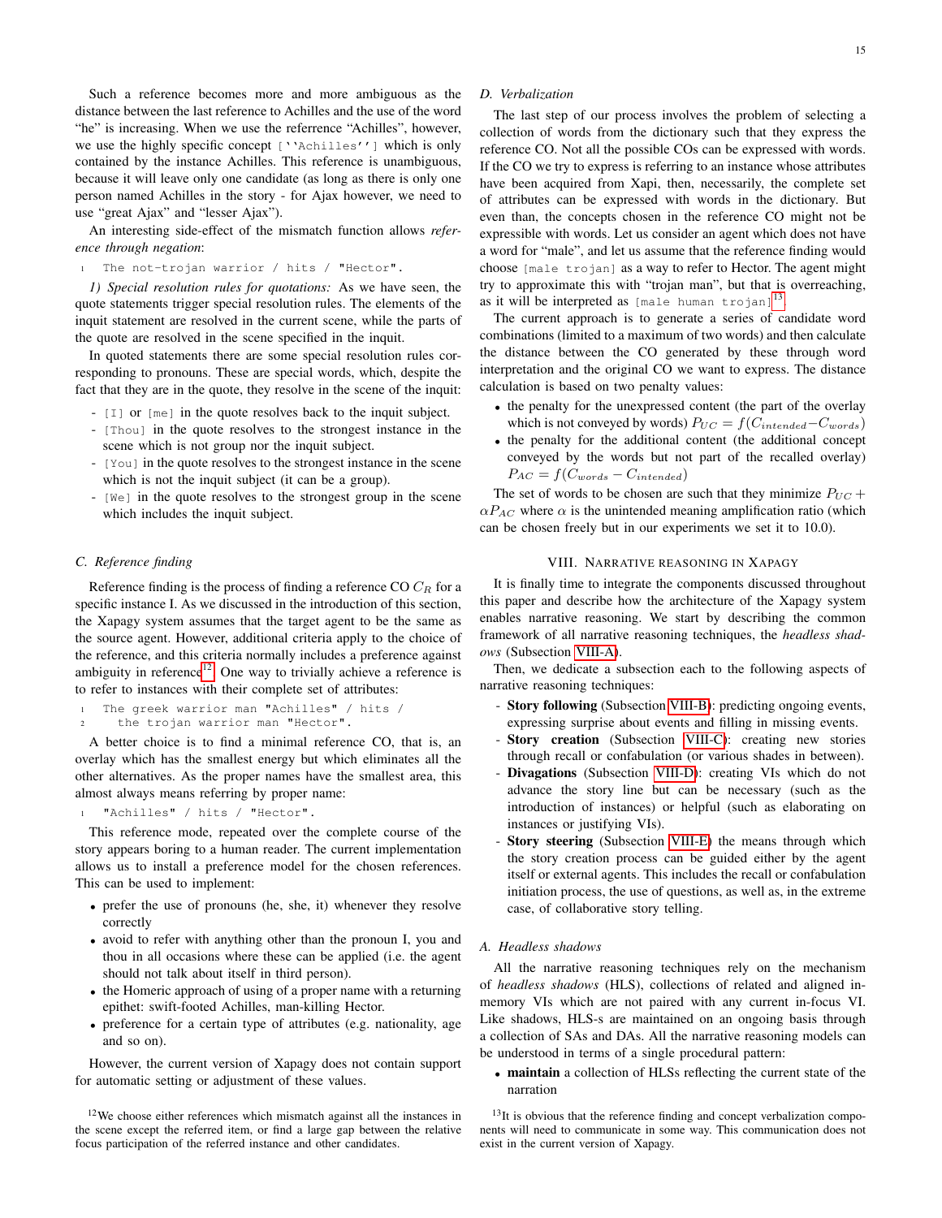Such a reference becomes more and more ambiguous as the distance between the last reference to Achilles and the use of the word "he" is increasing. When we use the referrence "Achilles", however, we use the highly specific concept `[''Achilles'']` which is only contained by the instance Achilles. This reference is unambiguous, because it will leave only one candidate (as long as there is only one person named Achilles in the story - for Ajax however, we need to use "great Ajax" and "lesser Ajax").

An interesting side-effect of the mismatch function allows *reference through negation*:

```
1  The not-trojan warrior / hits / "Hector".
```

*1) Special resolution rules for quotations:* As we have seen, the quote statements trigger special resolution rules. The elements of the inquit statement are resolved in the current scene, while the parts of the quote are resolved in the scene specified in the inquit.

In quoted statements there are some special resolution rules corresponding to pronouns. These are special words, which, despite the fact that they are in the quote, they resolve in the scene of the inquit:

- `[I]` or `[me]` in the quote resolves back to the inquit subject.
- `[Thou]` in the quote resolves to the strongest instance in the scene which is not group nor the inquit subject.
- `[You]` in the quote resolves to the strongest instance in the scene which is not the inquit subject (it can be a group).
- `[We]` in the quote resolves to the strongest group in the scene which includes the inquit subject.

### C. Reference finding

Reference finding is the process of finding a reference CO $C_R$ for a specific instance I. As we discussed in the introduction of this section, the Xapagy system assumes that the target agent to be the same as the source agent. However, additional criteria apply to the choice of the reference, and this criteria normally includes a preference against ambiguity in reference[12]. One way to trivially achieve a reference is to refer to instances with their complete set of attributes:

```
1  The greek warrior man "Achilles" / hits /
2    the trojan warrior man "Hector".
```

A better choice is to find a minimal reference CO, that is, an overlay which has the smallest energy but which eliminates all the other alternatives. As the proper names have the smallest area, this almost always means referring by proper name:

```
1  "Achilles" / hits / "Hector".
```

This reference mode, repeated over the complete course of the story appears boring to a human reader. The current implementation allows us to install a preference model for the chosen references. This can be used to implement:

- prefer the use of pronouns (he, she, it) whenever they resolve correctly
- avoid to refer with anything other than the pronoun I, you and thou in all occasions where these can be applied (i.e. the agent should not talk about itself in third person).
- the Homeric approach of using of a proper name with a returning epithet: swift-footed Achilles, man-killing Hector.
- preference for a certain type of attributes (e.g. nationality, age and so on).

However, the current version of Xapagy does not contain support for automatic setting or adjustment of these values.

[12]We choose either references which mismatch against all the instances in the scene except the referred item, or find a large gap between the relative focus participation of the referred instance and other candidates.

### D. Verbalization

The last step of our process involves the problem of selecting a collection of words from the dictionary such that they express the reference CO. Not all the possible COs can be expressed with words. If the CO we try to express is referring to an instance whose attributes have been acquired from Xapi, then, necessarily, the complete set of attributes can be expressed with words in the dictionary. But even than, the concepts chosen in the reference CO might not be expressible with words. Let us consider an agent which does not have a word for "male", and let us assume that the reference finding would choose `[male trojan]` as a way to refer to Hector. The agent might try to approximate this with "trojan man", but that is overreaching, as it will be interpreted as `[male human trojan]`[13].

The current approach is to generate a series of candidate word combinations (limited to a maximum of two words) and then calculate the distance between the CO generated by these through word interpretation and the original CO we want to express. The distance calculation is based on two penalty values:

- the penalty for the unexpressed content (the part of the overlay which is not conveyed by words) $P_{UC} = f(C_{intended} - C_{words})$
- the penalty for the additional content (the additional concept conveyed by the words but not part of the recalled overlay) $P_{AC} = f(C_{words} - C_{intended})$

The set of words to be chosen are such that they minimize $P_{UC} + \alpha P_{AC}$ where $\alpha$ is the unintended meaning amplification ratio (which can be chosen freely but in our experiments we set it to 10.0).

## VIII. Narrative reasoning in Xapagy

It is finally time to integrate the components discussed throughout this paper and describe how the architecture of the Xapagy system enables narrative reasoning. We start by describing the common framework of all narrative reasoning techniques, the *headless shadows* (Subsection VIII-A).

Then, we dedicate a subsection each to the following aspects of narrative reasoning techniques:

- **Story following** (Subsection VIII-B): predicting ongoing events, expressing surprise about events and filling in missing events.
- **Story creation** (Subsection VIII-C): creating new stories through recall or confabulation (or various shades in between).
- **Divagations** (Subsection VIII-D): creating VIs which do not advance the story line but can be necessary (such as the introduction of instances) or helpful (such as elaborating on instances or justifying VIs).
- **Story steering** (Subsection VIII-E) the means through which the story creation process can be guided either by the agent itself or external agents. This includes the recall or confabulation initiation process, the use of questions, as well as, in the extreme case, of collaborative story telling.

### A. Headless shadows

All the narrative reasoning techniques rely on the mechanism of *headless shadows* (HLS), collections of related and aligned in-memory VIs which are not paired with any current in-focus VI. Like shadows, HLS-s are maintained on an ongoing basis through a collection of SAs and DAs. All the narrative reasoning models can be understood in terms of a single procedural pattern:

- **maintain** a collection of HLSs reflecting the current state of the narration

[13]It is obvious that the reference finding and concept verbalization components will need to communicate in some way. This communication does not exist in the current version of Xapagy.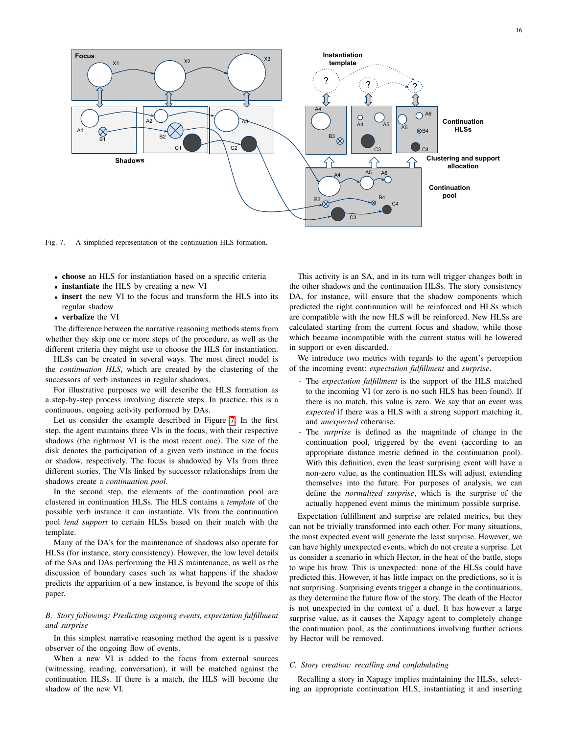Fig. 7. A simplified representation of the continuation HLS formation.

- **choose** an HLS for instantiation based on a specific criteria
- **instantiate** the HLS by creating a new VI
- **insert** the new VI to the focus and transform the HLS into its regular shadow
- **verbalize** the VI

The difference between the narrative reasoning methods stems from whether they skip one or more steps of the procedure, as well as the different criteria they might use to choose the HLS for instantiation.

HLSs can be created in several ways. The most direct model is the *continuation HLS*, which are created by the clustering of the successors of verb instances in regular shadows.

For illustrative purposes we will describe the HLS formation as a step-by-step process involving discrete steps. In practice, this is a continuous, ongoing activity performed by DAs.

Let us consider the example described in Figure 7. In the first step, the agent maintains three VIs in the focus, with their respective shadows (the rightmost VI is the most recent one). The size of the disk denotes the participation of a given verb instance in the focus or shadow, respectively. The focus is shadowed by VIs from three different stories. The VIs linked by successor relationships from the shadows create a *continuation pool*.

In the second step, the elements of the continuation pool are clustered in continuation HLSs. The HLS contains a *template* of the possible verb instance it can instantiate. VIs from the continuation pool *lend support* to certain HLSs based on their match with the template.

Many of the DA's for the maintenance of shadows also operate for HLSs (for instance, story consistency). However, the low level details of the SAs and DAs performing the HLS maintenance, as well as the discussion of boundary cases such as what happens if the shadow predicts the apparition of a new instance, is beyond the scope of this paper.

### B. Story following: Predicting ongoing events, expectation fulfillment and surprise

In this simplest narrative reasoning method the agent is a passive observer of the ongoing flow of events.

When a new VI is added to the focus from external sources (witnessing, reading, conversation), it will be matched against the continuation HLSs. If there is a match, the HLS will become the shadow of the new VI.

This activity is an SA, and in its turn will trigger changes both in the other shadows and the continuation HLSs. The story consistency DA, for instance, will ensure that the shadow components which predicted the right continuation will be reinforced and HLSs which are compatible with the new HLS will be reinforced. New HLSs are calculated starting from the current focus and shadow, while those which became incompatible with the current status will be lowered in support or even discarded.

We introduce two metrics with regards to the agent's perception of the incoming event: *expectation fulfillment* and *surprise*.

- The *expectation fulfillment* is the support of the HLS matched to the incoming VI (or zero is no such HLS has been found). If there is no match, this value is zero. We say that an event was *expected* if there was a HLS with a strong support matching it, and *unexpected* otherwise.
- The *surprise* is defined as the magnitude of change in the continuation pool, triggered by the event (according to an appropriate distance metric defined in the continuation pool). With this definition, even the least surprising event will have a non-zero value, as the continuation HLSs will adjust, extending themselves into the future. For purposes of analysis, we can define the *normalized surprise*, which is the surprise of the actually happened event minus the minimum possible surprise.

Expectation fulfillment and surprise are related metrics, but they can not be trivially transformed into each other. For many situations, the most expected event will generate the least surprise. However, we can have highly unexpected events, which do not create a surprise. Let us consider a scenario in which Hector, in the heat of the battle, stops to wipe his brow. This is unexpected: none of the HLSs could have predicted this. However, it has little impact on the predictions, so it is not surprising. Surprising events trigger a change in the continuations, as they determine the future flow of the story. The death of the Hector is not unexpected in the context of a duel. It has however a large surprise value, as it causes the Xapagy agent to completely change the continuation pool, as the continuations involving further actions by Hector will be removed.

### C. Story creation: recalling and confabulating

Recalling a story in Xapagy implies maintaining the HLSs, selecting an appropriate continuation HLS, instantiating it and inserting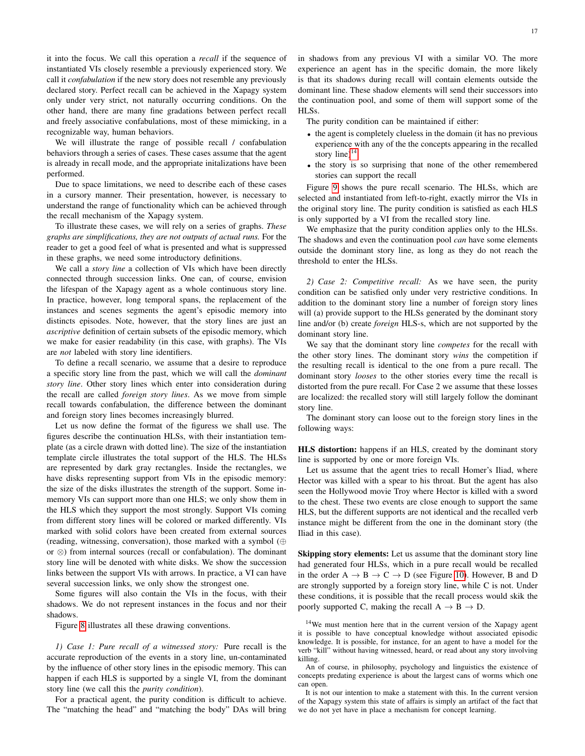it into the focus. We call this operation a *recall* if the sequence of instantiated VIs closely resemble a previously experienced story. We call it *confabulation* if the new story does not resemble any previously declared story. Perfect recall can be achieved in the Xapagy system only under very strict, not naturally occurring conditions. On the other hand, there are many fine gradations between perfect recall and freely associative confabulations, most of these mimicking, in a recognizable way, human behaviors.

We will illustrate the range of possible recall / confabulation behaviors through a series of cases. These cases assume that the agent is already in recall mode, and the appropriate initalizations have been performed.

Due to space limitations, we need to describe each of these cases in a cursory manner. Their presentation, however, is necessary to understand the range of functionality which can be achieved through the recall mechanism of the Xapagy system.

To illustrate these cases, we will rely on a series of graphs. *These graphs are simplifications, they are not outputs of actual runs.* For the reader to get a good feel of what is presented and what is suppressed in these graphs, we need some introductory definitions.

We call a *story line* a collection of VIs which have been directly connected through succession links. One can, of course, envision the lifespan of the Xapagy agent as a whole continuous story line. In practice, however, long temporal spans, the replacement of the instances and scenes segments the agent's episodic memory into distincts episodes. Note, however, that the story lines are just an *ascriptive* definition of certain subsets of the episodic memory, which we make for easier readability (in this case, with graphs). The VIs are *not* labeled with story line identifiers.

To define a recall scenario, we assume that a desire to reproduce a specific story line from the past, which we will call the *dominant story line*. Other story lines which enter into consideration during the recall are called *foreign story lines*. As we move from simple recall towards confabulation, the difference between the dominant and foreign story lines becomes increasingly blurred.

Let us now define the format of the figuress we shall use. The figures describe the continuation HLSs, with their instantiation template (as a circle drawn with dotted line). The size of the instantiation template circle illustrates the total support of the HLS. The HLSs are represented by dark gray rectangles. Inside the rectangles, we have disks representing support from VIs in the episodic memory: the size of the disks illustrates the strength of the support. Some in-memory VIs can support more than one HLS; we only show them in the HLS which they support the most strongly. Support VIs coming from different story lines will be colored or marked differently. VIs marked with solid colors have been created from external sources (reading, witnessing, conversation), those marked with a symbol (⊕ or ⊗) from internal sources (recall or confabulation). The dominant story line will be denoted with white disks. We show the succession links between the support VIs with arrows. In practice, a VI can have several succession links, we only show the strongest one.

Some figures will also contain the VIs in the focus, with their shadows. We do not represent instances in the focus and nor their shadows.

Figure 8 illustrates all these drawing conventions.

*1) Case 1: Pure recall of a witnessed story:* Pure recall is the accurate reproduction of the events in a story line, un-contaminated by the influence of other story lines in the episodic memory. This can happen if each HLS is supported by a single VI, from the dominant story line (we call this the *purity condition*).

For a practical agent, the purity condition is difficult to achieve. The "matching the head" and "matching the body" DAs will bring in shadows from any previous VI with a similar VO. The more experience an agent has in the specific domain, the more likely is that its shadows during recall will contain elements outside the dominant line. These shadow elements will send their successors into the continuation pool, and some of them will support some of the HLSs.

The purity condition can be maintained if either:

- the agent is completely clueless in the domain (it has no previous experience with any of the the concepts appearing in the recalled story line)[14]
- the story is so surprising that none of the other remembered stories can support the recall

Figure 9 shows the pure recall scenario. The HLSs, which are selected and instantiated from left-to-right, exactly mirror the VIs in the original story line. The purity condition is satisfied as each HLS is only supported by a VI from the recalled story line.

We emphasize that the purity condition applies only to the HLSs. The shadows and even the continuation pool *can* have some elements outside the dominant story line, as long as they do not reach the threshold to enter the HLSs.

*2) Case 2: Competitive recall:* As we have seen, the purity condition can be satisfied only under very restrictive conditions. In addition to the dominant story line a number of foreign story lines will (a) provide support to the HLSs generated by the dominant story line and/or (b) create *foreign* HLS-s, which are not supported by the dominant story line.

We say that the dominant story line *competes* for the recall with the other story lines. The dominant story *wins* the competition if the resulting recall is identical to the one from a pure recall. The dominant story *looses* to the other stories every time the recall is distorted from the pure recall. For Case 2 we assume that these losses are localized: the recalled story will still largely follow the dominant story line.

The dominant story can loose out to the foreign story lines in the following ways:

**HLS distortion:** happens if an HLS, created by the dominant story line is supported by one or more foreign VIs.

Let us assume that the agent tries to recall Homer's Iliad, where Hector was killed with a spear to his throat. But the agent has also seen the Hollywood movie Troy where Hector is killed with a sword to the chest. These two events are close enough to support the same HLS, but the different supports are not identical and the recalled verb instance might be different from the one in the dominant story (the Iliad in this case).

**Skipping story elements:** Let us assume that the dominant story line had generated four HLSs, which in a pure recall would be recalled in the order A → B → C → D (see Figure 10). However, B and D are strongly supported by a foreign story line, while C is not. Under these conditions, it is possible that the recall process would skik the poorly supported C, making the recall A → B → D.

[14] We must mention here that in the current version of the Xapagy agent it is possible to have conceptual knowledge without associated episodic knowledge. It is possible, for instance, for an agent to have a model for the verb "kill" without having witnessed, heard, or read about any story involving killing.

An of course, in philosophy, psychology and linguistics the existence of concepts predating experience is about the largest cans of worms which one can open.

It is not our intention to make a statement with this. In the current version of the Xapagy system this state of affairs is simply an artifact of the fact that we do not yet have in place a mechanism for concept learning.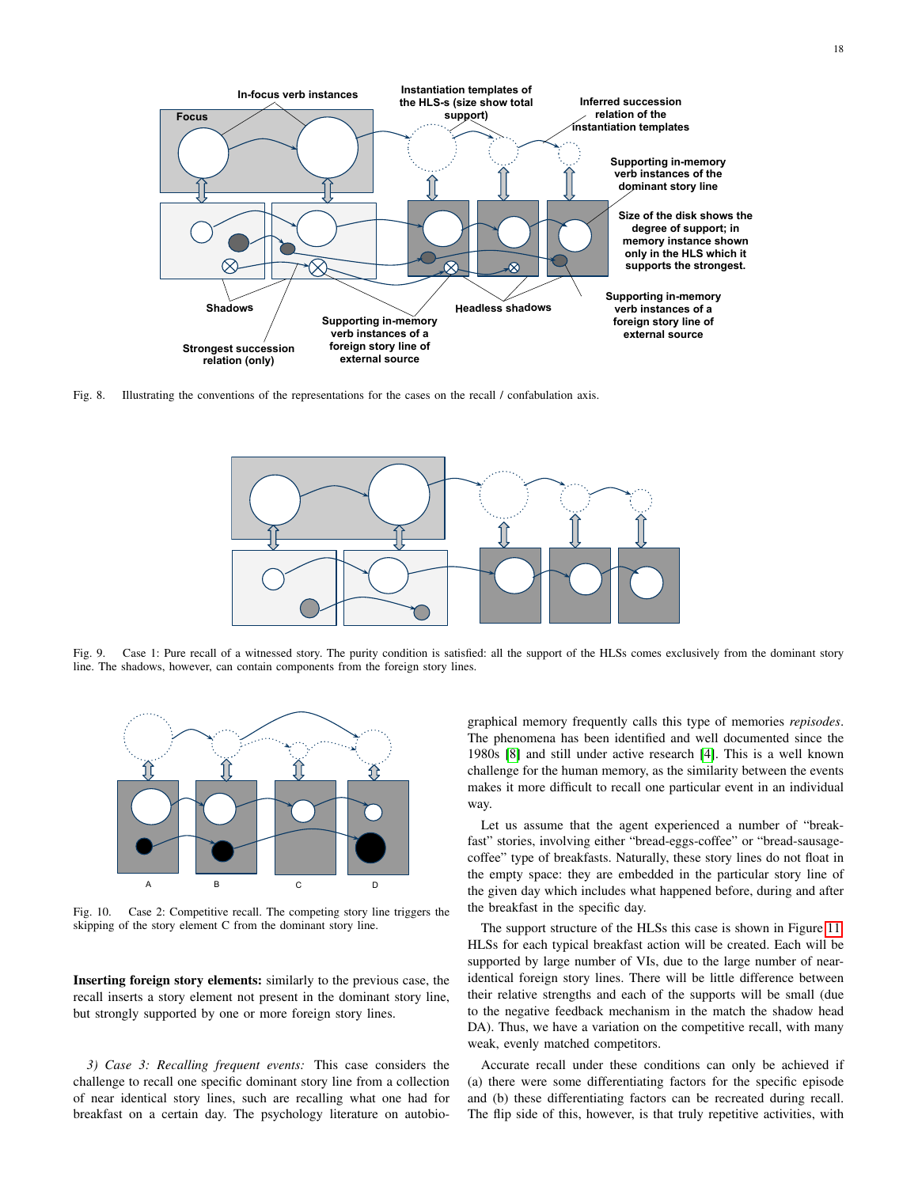Fig. 8. Illustrating the conventions of the representations for the cases on the recall / confabulation axis.

Fig. 9. Case 1: Pure recall of a witnessed story. The purity condition is satisfied: all the support of the HLSs comes exclusively from the dominant story line. The shadows, however, can contain components from the foreign story lines.

Fig. 10. Case 2: Competitive recall. The competing story line triggers the skipping of the story element C from the dominant story line.

**Inserting foreign story elements:** similarly to the previous case, the recall inserts a story element not present in the dominant story line, but strongly supported by one or more foreign story lines.

*3) Case 3: Recalling frequent events:* This case considers the challenge to recall one specific dominant story line from a collection of near identical story lines, such are recalling what one had for breakfast on a certain day. The psychology literature on autobiographical memory frequently calls this type of memories *repisodes*. The phenomena has been identified and well documented since the 1980s [8] and still under active research [4]. This is a well known challenge for the human memory, as the similarity between the events makes it more difficult to recall one particular event in an individual way.

Let us assume that the agent experienced a number of "breakfast" stories, involving either "bread-eggs-coffee" or "bread-sausage-coffee" type of breakfasts. Naturally, these story lines do not float in the empty space: they are embedded in the particular story line of the given day which includes what happened before, during and after the breakfast in the specific day.

The support structure of the HLSs this case is shown in Figure 11. HLSs for each typical breakfast action will be created. Each will be supported by large number of VIs, due to the large number of near-identical foreign story lines. There will be little difference between their relative strengths and each of the supports will be small (due to the negative feedback mechanism in the match the shadow head DA). Thus, we have a variation on the competitive recall, with many weak, evenly matched competitors.

Accurate recall under these conditions can only be achieved if (a) there were some differentiating factors for the specific episode and (b) these differentiating factors can be recreated during recall. The flip side of this, however, is that truly repetitive activities, with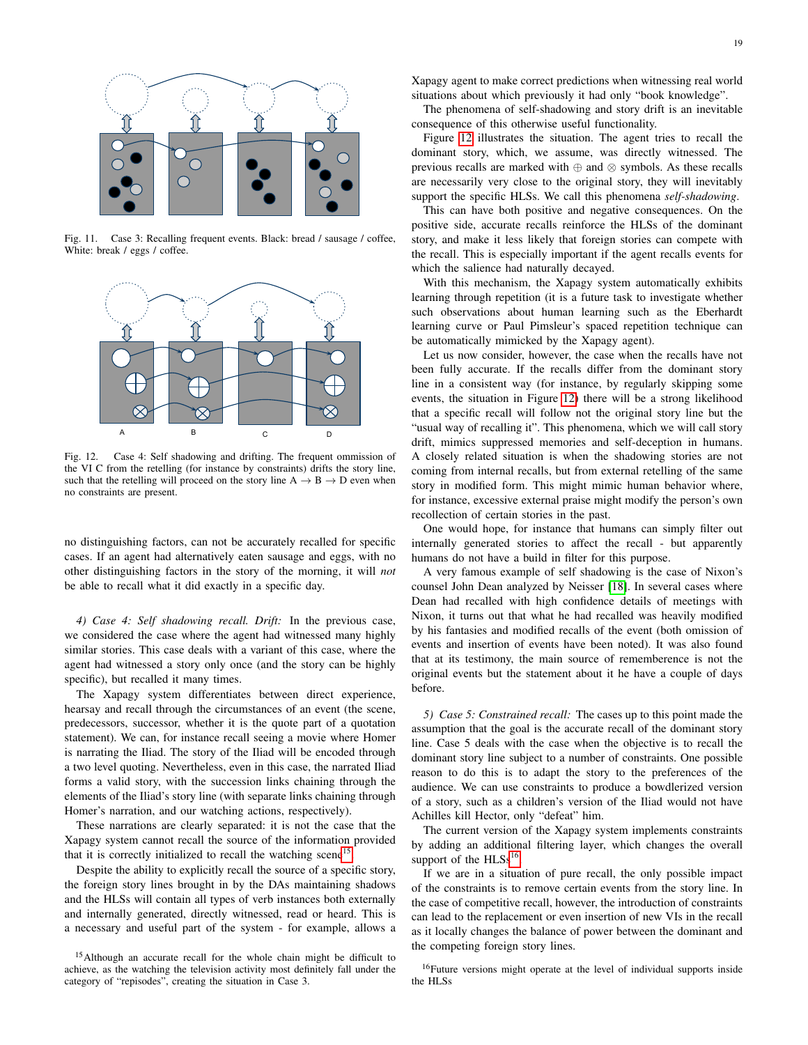Fig. 11. Case 3: Recalling frequent events. Black: bread / sausage / coffee, White: break / eggs / coffee.

Fig. 12. Case 4: Self shadowing and drifting. The frequent ommission of the VI C from the retelling (for instance by constraints) drifts the story line, such that the retelling will proceed on the story line A → B → D even when no constraints are present.

no distinguishing factors, can not be accurately recalled for specific cases. If an agent had alternatively eaten sausage and eggs, with no other distinguishing factors in the story of the morning, it will *not* be able to recall what it did exactly in a specific day.

*4) Case 4: Self shadowing recall. Drift:* In the previous case, we considered the case where the agent had witnessed many highly similar stories. This case deals with a variant of this case, where the agent had witnessed a story only once (and the story can be highly specific), but recalled it many times.

The Xapagy system differentiates between direct experience, hearsay and recall through the circumstances of an event (the scene, predecessors, successor, whether it is the quote part of a quotation statement). We can, for instance recall seeing a movie where Homer is narrating the Iliad. The story of the Iliad will be encoded through a two level quoting. Nevertheless, even in this case, the narrated Iliad forms a valid story, with the succession links chaining through the elements of the Iliad's story line (with separate links chaining through Homer's narration, and our watching actions, respectively).

These narrations are clearly separated: it is not the case that the Xapagy system cannot recall the source of the information provided that it is correctly initialized to recall the watching scene[15].

Despite the ability to explicitly recall the source of a specific story, the foreign story lines brought in by the DAs maintaining shadows and the HLSs will contain all types of verb instances both externally and internally generated, directly witnessed, read or heard. This is a necessary and useful part of the system - for example, allows a Xapagy agent to make correct predictions when witnessing real world situations about which previously it had only "book knowledge".

The phenomena of self-shadowing and story drift is an inevitable consequence of this otherwise useful functionality.

Figure 12 illustrates the situation. The agent tries to recall the dominant story, which, we assume, was directly witnessed. The previous recalls are marked with ⊕ and ⊗ symbols. As these recalls are necessarily very close to the original story, they will inevitably support the specific HLSs. We call this phenomena *self-shadowing*.

This can have both positive and negative consequences. On the positive side, accurate recalls reinforce the HLSs of the dominant story, and make it less likely that foreign stories can compete with the recall. This is especially important if the agent recalls events for which the salience had naturally decayed.

With this mechanism, the Xapagy system automatically exhibits learning through repetition (it is a future task to investigate whether such observations about human learning such as the Eberhardt learning curve or Paul Pimsleur's spaced repetition technique can be automatically mimicked by the Xapagy agent).

Let us now consider, however, the case when the recalls have not been fully accurate. If the recalls differ from the dominant story line in a consistent way (for instance, by regularly skipping some events, the situation in Figure 12) there will be a strong likelihood that a specific recall will follow not the original story line but the "usual way of recalling it". This phenomena, which we will call story drift, mimics suppressed memories and self-deception in humans. A closely related situation is when the shadowing stories are not coming from internal recalls, but from external retelling of the same story in modified form. This might mimic human behavior where, for instance, excessive external praise might modify the person's own recollection of certain stories in the past.

One would hope, for instance that humans can simply filter out internally generated stories to affect the recall - but apparently humans do not have a build in filter for this purpose.

A very famous example of self shadowing is the case of Nixon's counsel John Dean analyzed by Neisser [18]. In several cases where Dean had recalled with high confidence details of meetings with Nixon, it turns out that what he had recalled was heavily modified by his fantasies and modified recalls of the event (both omission of events and insertion of events have been noted). It was also found that at its testimony, the main source of rememberence is not the original events but the statement about it he have a couple of days before.

*5) Case 5: Constrained recall:* The cases up to this point made the assumption that the goal is the accurate recall of the dominant story line. Case 5 deals with the case when the objective is to recall the dominant story line subject to a number of constraints. One possible reason to do this is to adapt the story to the preferences of the audience. We can use constraints to produce a bowdlerized version of a story, such as a children's version of the Iliad would not have Achilles kill Hector, only "defeat" him.

The current version of the Xapagy system implements constraints by adding an additional filtering layer, which changes the overall support of the HLSs[16].

If we are in a situation of pure recall, the only possible impact of the constraints is to remove certain events from the story line. In the case of competitive recall, however, the introduction of constraints can lead to the replacement or even insertion of new VIs in the recall as it locally changes the balance of power between the dominant and the competing foreign story lines.

[15] Although an accurate recall for the whole chain might be difficult to achieve, as the watching the television activity most definitely fall under the category of "repisodes", creating the situation in Case 3.

[16] Future versions might operate at the level of individual supports inside the HLSs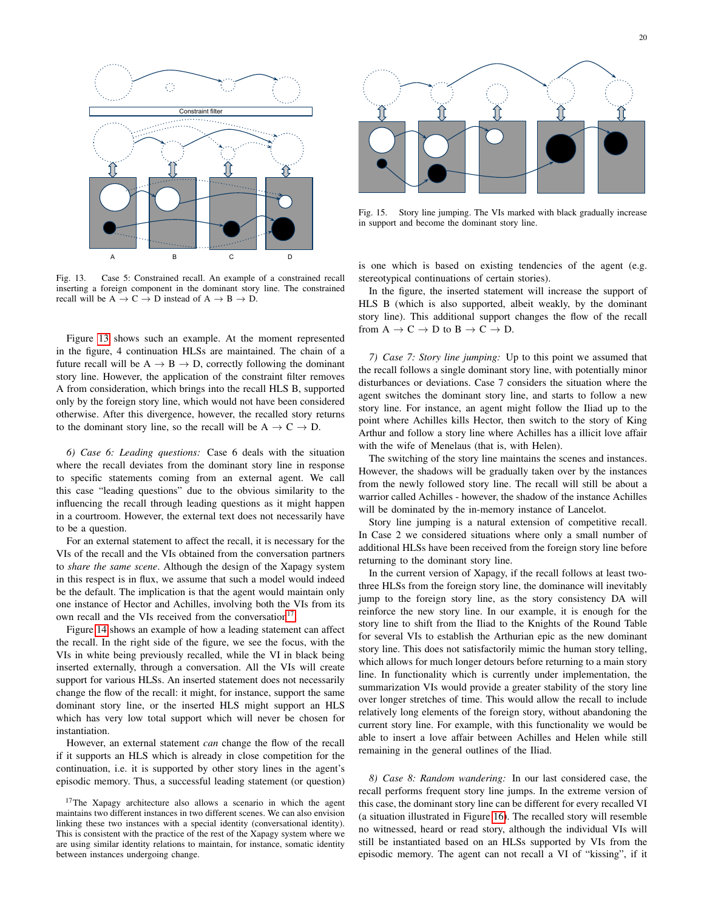Fig. 13. Case 5: Constrained recall. An example of a constrained recall inserting a foreign component in the dominant story line. The constrained recall will be A → C → D instead of A → B → D.

Figure 13 shows such an example. At the moment represented in the figure, 4 continuation HLSs are maintained. The chain of a future recall will be A → B → D, correctly following the dominant story line. However, the application of the constraint filter removes A from consideration, which brings into the recall HLS B, supported only by the foreign story line, which would not have been considered otherwise. After this divergence, however, the recalled story returns to the dominant story line, so the recall will be A → C → D.

*6) Case 6: Leading questions:* Case 6 deals with the situation where the recall deviates from the dominant story line in response to specific statements coming from an external agent. We call this case "leading questions" due to the obvious similarity to the influencing the recall through leading questions as it might happen in a courtroom. However, the external text does not necessarily have to be a question.

For an external statement to affect the recall, it is necessary for the VIs of the recall and the VIs obtained from the conversation partners to *share the same scene*. Although the design of the Xapagy system in this respect is in flux, we assume that such a model would indeed be the default. The implication is that the agent would maintain only one instance of Hector and Achilles, involving both the VIs from its own recall and the VIs received from the conversation[17].

Figure 14 shows an example of how a leading statement can affect the recall. In the right side of the figure, we see the focus, with the VIs in white being previously recalled, while the VI in black being inserted externally, through a conversation. All the VIs will create support for various HLSs. An inserted statement does not necessarily change the flow of the recall: it might, for instance, support the same dominant story line, or the inserted HLS might support an HLS which has very low total support which will never be chosen for instantiation.

However, an external statement *can* change the flow of the recall if it supports an HLS which is already in close competition for the continuation, i.e. it is supported by other story lines in the agent's episodic memory. Thus, a successful leading statement (or question) is one which is based on existing tendencies of the agent (e.g. stereotypical continuations of certain stories).

In the figure, the inserted statement will increase the support of HLS B (which is also supported, albeit weakly, by the dominant story line). This additional support changes the flow of the recall from A → C → D to B → C → D.

[17]The Xapagy architecture also allows a scenario in which the agent maintains two different instances in two different scenes. We can also envision linking these two instances with a special identity (conversational identity). This is consistent with the practice of the rest of the Xapagy system where we are using similar identity relations to maintain, for instance, somatic identity between instances undergoing change.

Fig. 15. Story line jumping. The VIs marked with black gradually increase in support and become the dominant story line.

*7) Case 7: Story line jumping:* Up to this point we assumed that the recall follows a single dominant story line, with potentially minor disturbances or deviations. Case 7 considers the situation where the agent switches the dominant story line, and starts to follow a new story line. For instance, an agent might follow the Iliad up to the point where Achilles kills Hector, then switch to the story of King Arthur and follow a story line where Achilles has a illicit love affair with the wife of Menelaus (that is, with Helen).

The switching of the story line maintains the scenes and instances. However, the shadows will be gradually taken over by the instances from the newly followed story line. The recall will still be about a warrior called Achilles - however, the shadow of the instance Achilles will be dominated by the in-memory instance of Lancelot.

Story line jumping is a natural extension of competitive recall. In Case 2 we considered situations where only a small number of additional HLSs have been received from the foreign story line before returning to the dominant story line.

In the current version of Xapagy, if the recall follows at least two-three HLSs from the foreign story line, the dominance will inevitably jump to the foreign story line, as the story consistency DA will reinforce the new story line. In our example, it is enough for the story line to shift from the Iliad to the Knights of the Round Table for several VIs to establish the Arthurian epic as the new dominant story line. This does not satisfactorily mimic the human story telling, which allows for much longer detours before returning to a main story line. In functionality which is currently under implementation, the summarization VIs would provide a greater stability of the story line over longer stretches of time. This would allow the recall to include relatively long elements of the foreign story, without abandoning the current story line. For example, with this functionality we would be able to insert a love affair between Achilles and Helen while still remaining in the general outlines of the Iliad.

*8) Case 8: Random wandering:* In our last considered case, the recall performs frequent story line jumps. In the extreme version of this case, the dominant story line can be different for every recalled VI (a situation illustrated in Figure 16). The recalled story will resemble no witnessed, heard or read story, although the individual VIs will still be instantiated based on an HLSs supported by VIs from the episodic memory. The agent can not recall a VI of "kissing", if it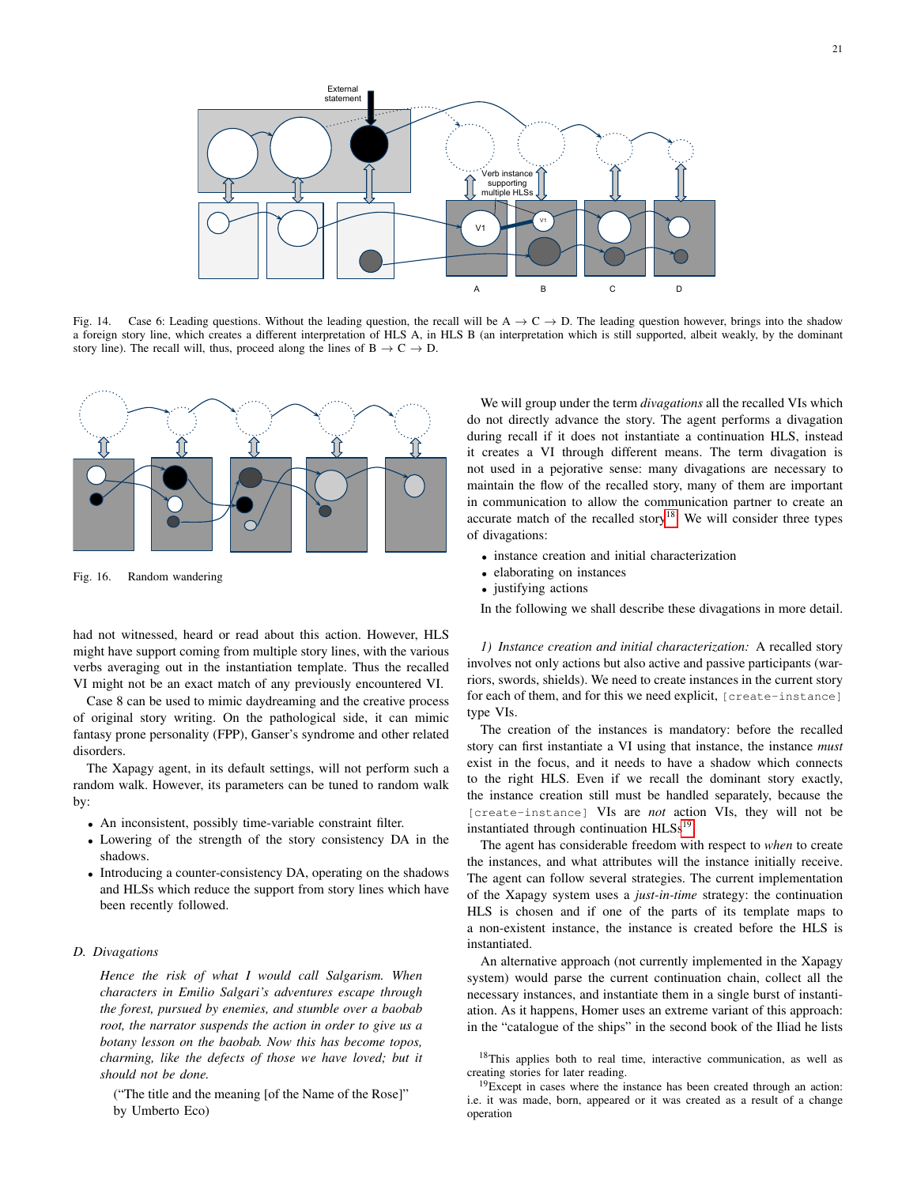Fig. 14. Case 6: Leading questions. Without the leading question, the recall will be A → C → D. The leading question however, brings into the shadow a foreign story line, which creates a different interpretation of HLS A, in HLS B (an interpretation which is still supported, albeit weakly, by the dominant story line). The recall will, thus, proceed along the lines of B → C → D.

Fig. 16. Random wandering

had not witnessed, heard or read about this action. However, HLS might have support coming from multiple story lines, with the various verbs averaging out in the instantiation template. Thus the recalled VI might not be an exact match of any previously encountered VI.

Case 8 can be used to mimic daydreaming and the creative process of original story writing. On the pathological side, it can mimic fantasy prone personality (FPP), Ganser's syndrome and other related disorders.

The Xapagy agent, in its default settings, will not perform such a random walk. However, its parameters can be tuned to random walk by:

- An inconsistent, possibly time-variable constraint filter.
- Lowering of the strength of the story consistency DA in the shadows.
- Introducing a counter-consistency DA, operating on the shadows and HLSs which reduce the support from story lines which have been recently followed.

### D. Divagations

> *Hence the risk of what I would call Salgarism. When characters in Emilio Salgari's adventures escape through the forest, pursued by enemies, and stumble over a baobab root, the narrator suspends the action in order to give us a botany lesson on the baobab. Now this has become topos, charming, like the defects of those we have loved; but it should not be done.*
>
> ("The title and the meaning [of the Name of the Rose]" by Umberto Eco)

We will group under the term *divagations* all the recalled VIs which do not directly advance the story. The agent performs a divagation during recall if it does not instantiate a continuation HLS, instead it creates a VI through different means. The term divagation is not used in a pejorative sense: many divagations are necessary to maintain the flow of the recalled story, many of them are important in communication to allow the communication partner to create an accurate match of the recalled story[18]. We will consider three types of divagations:

- instance creation and initial characterization
- elaborating on instances
- justifying actions

In the following we shall describe these divagations in more detail.

*1) Instance creation and initial characterization:* A recalled story involves not only actions but also active and passive participants (warriors, swords, shields). We need to create instances in the current story for each of them, and for this we need explicit, `[create-instance]` type VIs.

The creation of the instances is mandatory: before the recalled story can first instantiate a VI using that instance, the instance *must* exist in the focus, and it needs to have a shadow which connects to the right HLS. Even if we recall the dominant story exactly, the instance creation still must be handled separately, because the `[create-instance]` VIs are *not* action VIs, they will not be instantiated through continuation HLSs[19].

The agent has considerable freedom with respect to *when* to create the instances, and what attributes will the instance initially receive. The agent can follow several strategies. The current implementation of the Xapagy system uses a *just-in-time* strategy: the continuation HLS is chosen and if one of the parts of its template maps to a non-existent instance, the instance is created before the HLS is instantiated.

An alternative approach (not currently implemented in the Xapagy system) would parse the current continuation chain, collect all the necessary instances, and instantiate them in a single burst of instantiation. As it happens, Homer uses an extreme variant of this approach: in the "catalogue of the ships" in the second book of the Iliad he lists

[18] This applies both to real time, interactive communication, as well as creating stories for later reading.

[19] Except in cases where the instance has been created through an action: i.e. it was made, born, appeared or it was created as a result of a change operation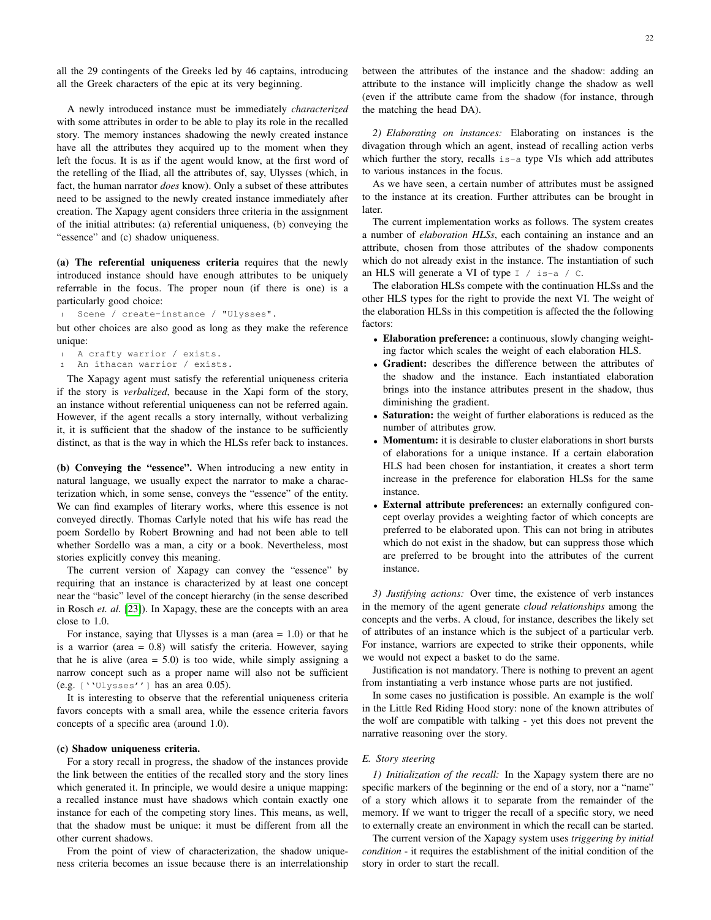all the 29 contingents of the Greeks led by 46 captains, introducing all the Greek characters of the epic at its very beginning.

A newly introduced instance must be immediately *characterized* with some attributes in order to be able to play its role in the recalled story. The memory instances shadowing the newly created instance have all the attributes they acquired up to the moment when they left the focus. It is as if the agent would know, at the first word of the retelling of the Iliad, all the attributes of, say, Ulysses (which, in fact, the human narrator *does* know). Only a subset of these attributes need to be assigned to the newly created instance immediately after creation. The Xapagy agent considers three criteria in the assignment of the initial attributes: (a) referential uniqueness, (b) conveying the "essence" and (c) shadow uniqueness.

**(a) The referential uniqueness criteria** requires that the newly introduced instance should have enough attributes to be uniquely referrable in the focus. The proper noun (if there is one) is a particularly good choice:

```
1  Scene / create-instance / "Ulysses".
```

but other choices are also good as long as they make the reference unique:

```
1  A crafty warrior / exists.
2  An ithacan warrior / exists.
```

The Xapagy agent must satisfy the referential uniqueness criteria if the story is *verbalized*, because in the Xapi form of the story, an instance without referential uniqueness can not be referred again. However, if the agent recalls a story internally, without verbalizing it, it is sufficient that the shadow of the instance to be sufficiently distinct, as that is the way in which the HLSs refer back to instances.

**(b) Conveying the "essence".** When introducing a new entity in natural language, we usually expect the narrator to make a characterization which, in some sense, conveys the "essence" of the entity. We can find examples of literary works, where this essence is not conveyed directly. Thomas Carlyle noted that his wife has read the poem Sordello by Robert Browning and had not been able to tell whether Sordello was a man, a city or a book. Nevertheless, most stories explicitly convey this meaning.

The current version of Xapagy can convey the "essence" by requiring that an instance is characterized by at least one concept near the "basic" level of the concept hierarchy (in the sense described in Rosch *et. al.* [23]). In Xapagy, these are the concepts with an area close to 1.0.

For instance, saying that Ulysses is a man (area = 1.0) or that he is a warrior (area = 0.8) will satisfy the criteria. However, saying that he is alive (area = 5.0) is too wide, while simply assigning a narrow concept such as a proper name will also not be sufficient (e.g. `[''Ulysses'']` has an area 0.05).

It is interesting to observe that the referential uniqueness criteria favors concepts with a small area, while the essence criteria favors concepts of a specific area (around 1.0).

**(c) Shadow uniqueness criteria.**

For a story recall in progress, the shadow of the instances provide the link between the entities of the recalled story and the story lines which generated it. In principle, we would desire a unique mapping: a recalled instance must have shadows which contain exactly one instance for each of the competing story lines. This means, as well, that the shadow must be unique: it must be different from all the other current shadows.

From the point of view of characterization, the shadow uniqueness criteria becomes an issue because there is an interrelationship between the attributes of the instance and the shadow: adding an attribute to the instance will implicitly change the shadow as well (even if the attribute came from the shadow (for instance, through the matching the head DA).

*2) Elaborating on instances:* Elaborating on instances is the divagation through which an agent, instead of recalling action verbs which further the story, recalls `is-a` type VIs which add attributes to various instances in the focus.

As we have seen, a certain number of attributes must be assigned to the instance at its creation. Further attributes can be brought in later.

The current implementation works as follows. The system creates a number of *elaboration HLSs*, each containing an instance and an attribute, chosen from those attributes of the shadow components which do not already exist in the instance. The instantiation of such an HLS will generate a VI of type `I / is-a / C`.

The elaboration HLSs compete with the continuation HLSs and the other HLS types for the right to provide the next VI. The weight of the elaboration HLSs in this competition is affected the the following factors:

- **Elaboration preference:** a continuous, slowly changing weighting factor which scales the weight of each elaboration HLS.
- **Gradient:** describes the difference between the attributes of the shadow and the instance. Each instantiated elaboration brings into the instance attributes present in the shadow, thus diminishing the gradient.
- **Saturation:** the weight of further elaborations is reduced as the number of attributes grow.
- **Momentum:** it is desirable to cluster elaborations in short bursts of elaborations for a unique instance. If a certain elaboration HLS had been chosen for instantiation, it creates a short term increase in the preference for elaboration HLSs for the same instance.
- **External attribute preferences:** an externally configured concept overlay provides a weighting factor of which concepts are preferred to be elaborated upon. This can not bring in atributes which do not exist in the shadow, but can suppress those which are preferred to be brought into the attributes of the current instance.

*3) Justifying actions:* Over time, the existence of verb instances in the memory of the agent generate *cloud relationships* among the concepts and the verbs. A cloud, for instance, describes the likely set of attributes of an instance which is the subject of a particular verb. For instance, warriors are expected to strike their opponents, while we would not expect a basket to do the same.

Justification is not mandatory. There is nothing to prevent an agent from instantiating a verb instance whose parts are not justified.

In some cases no justification is possible. An example is the wolf in the Little Red Riding Hood story: none of the known attributes of the wolf are compatible with talking - yet this does not prevent the narrative reasoning over the story.

### *E. Story steering*

*1) Initialization of the recall:* In the Xapagy system there are no specific markers of the beginning or the end of a story, nor a "name" of a story which allows it to separate from the remainder of the memory. If we want to trigger the recall of a specific story, we need to externally create an environment in which the recall can be started.

The current version of the Xapagy system uses *triggering by initial condition* - it requires the establishment of the initial condition of the story in order to start the recall.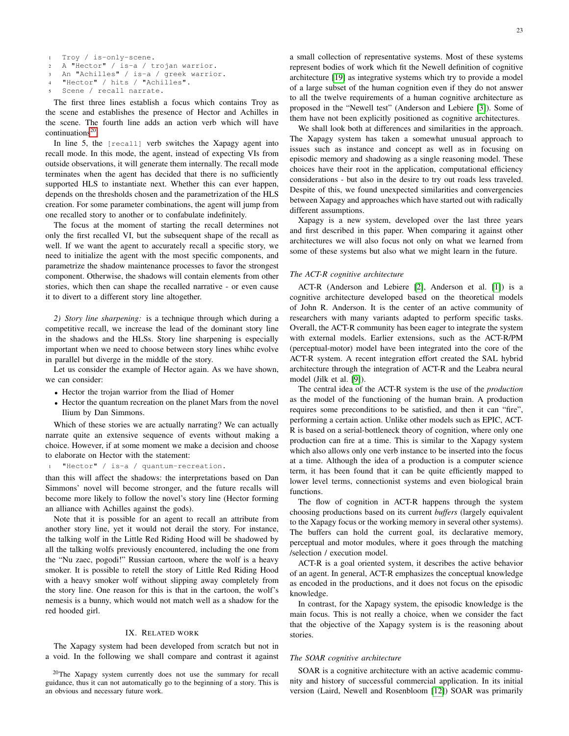```
Troy / is-only-scene.
A "Hector" / is-a / trojan warrior.
An "Achilles" / is-a / greek warrior.
"Hector" / hits / "Achilles".
Scene / recall narrate.
```

The first three lines establish a focus which contains Troy as the scene and establishes the presence of Hector and Achilles in the scene. The fourth line adds an action verb which will have continuations[20].

In line 5, the [recall] verb switches the Xapagy agent into recall mode. In this mode, the agent, instead of expecting VIs from outside observations, it will generate them internally. The recall mode terminates when the agent has decided that there is no sufficiently supported HLS to instantiate next. Whether this can ever happen, depends on the thresholds chosen and the parametrization of the HLS creation. For some parameter combinations, the agent will jump from one recalled story to another or to confabulate indefinitely.

The focus at the moment of starting the recall determines not only the first recalled VI, but the subsequent shape of the recall as well. If we want the agent to accurately recall a specific story, we need to initialize the agent with the most specific components, and parametrize the shadow maintenance processes to favor the strongest component. Otherwise, the shadows will contain elements from other stories, which then can shape the recalled narrative - or even cause it to divert to a different story line altogether.

*2) Story line sharpening:* is a technique through which during a competitive recall, we increase the lead of the dominant story line in the shadows and the HLSs. Story line sharpening is especially important when we need to choose between story lines whihc evolve in parallel but diverge in the middle of the story.

Let us consider the example of Hector again. As we have shown, we can consider:

- Hector the trojan warrior from the Iliad of Homer
- Hector the quantum recreation on the planet Mars from the novel Ilium by Dan Simmons.

Which of these stories we are actually narrating? We can actually narrate quite an extensive sequence of events without making a choice. However, if at some moment we make a decision and choose to elaborate on Hector with the statement:

```
"Hector" / is-a / quantum-recreation.
```

than this will affect the shadows: the interpretations based on Dan Simmons' novel will become stronger, and the future recalls will become more likely to follow the novel's story line (Hector forming an alliance with Achilles against the gods).

Note that it is possible for an agent to recall an attribute from another story line, yet it would not derail the story. For instance, the talking wolf in the Little Red Riding Hood will be shadowed by all the talking wolfs previously encountered, including the one from the "Nu zaec, pogodi!" Russian cartoon, where the wolf is a heavy smoker. It is possible to retell the story of Little Red Riding Hood with a heavy smoker wolf without slipping away completely from the story line. One reason for this is that in the cartoon, the wolf's nemesis is a bunny, which would not match well as a shadow for the red hooded girl.

## IX. Related work

The Xapagy system had been developed from scratch but not in a void. In the following we shall compare and contrast it against a small collection of representative systems. Most of these systems represent bodies of work which fit the Newell definition of cognitive architecture [19] as integrative systems which try to provide a model of a large subset of the human cognition even if they do not answer to all the twelve requirements of a human cognitive architecture as proposed in the "Newell test" (Anderson and Lebiere [3]). Some of them have not been explicitly positioned as cognitive architectures.

We shall look both at differences and similarities in the approach. The Xapagy system has taken a somewhat unusual approach to issues such as instance and concept as well as in focusing on episodic memory and shadowing as a single reasoning model. These choices have their root in the application, computational efficiency considerations - but also in the desire to try out roads less traveled. Despite of this, we found unexpected similarities and convergencies between Xapagy and approaches which have started out with radically different assumptions.

Xapagy is a new system, developed over the last three years and first described in this paper. When comparing it against other architectures we will also focus not only on what we learned from some of these systems but also what we might learn in the future.

### The ACT-R cognitive architecture

ACT-R (Anderson and Lebiere [2], Anderson et al. [1]) is a cognitive architecture developed based on the theoretical models of John R. Anderson. It is the center of an active community of researchers with many variants adapted to perform specific tasks. Overall, the ACT-R community has been eager to integrate the system with external models. Earlier extensions, such as the ACT-R/PM (perceptual-motor) model have been integrated into the core of the ACT-R system. A recent integration effort created the SAL hybrid architecture through the integration of ACT-R and the Leabra neural model (Jilk et al. [9]).

The central idea of the ACT-R system is the use of the *production* as the model of the functioning of the human brain. A production requires some preconditions to be satisfied, and then it can "fire", performing a certain action. Unlike other models such as EPIC, ACT-R is based on a serial-bottleneck theory of cognition, where only one production can fire at a time. This is similar to the Xapagy system which also allows only one verb instance to be inserted into the focus at a time. Although the idea of a production is a computer science term, it has been found that it can be quite efficiently mapped to lower level terms, connectionist systems and even biological brain functions.

The flow of cognition in ACT-R happens through the system choosing productions based on its current *buffers* (largely equivalent to the Xapagy focus or the working memory in several other systems). The buffers can hold the current goal, its declarative memory, perceptual and motor modules, where it goes through the matching /selection / execution model.

ACT-R is a goal oriented system, it describes the active behavior of an agent. In general, ACT-R emphasizes the conceptual knowledge as encoded in the productions, and it does not focus on the episodic knowledge.

In contrast, for the Xapagy system, the episodic knowledge is the main focus. This is not really a choice, when we consider the fact that the objective of the Xapagy system is is the reasoning about stories.

### The SOAR cognitive architecture

SOAR is a cognitive architecture with an active academic community and history of successful commercial application. In its initial version (Laird, Newell and Rosenbloom [12]) SOAR was primarily

[20] The Xapagy system currently does not use the summary for recall guidance, thus it can not automatically go to the beginning of a story. This is an obvious and necessary future work.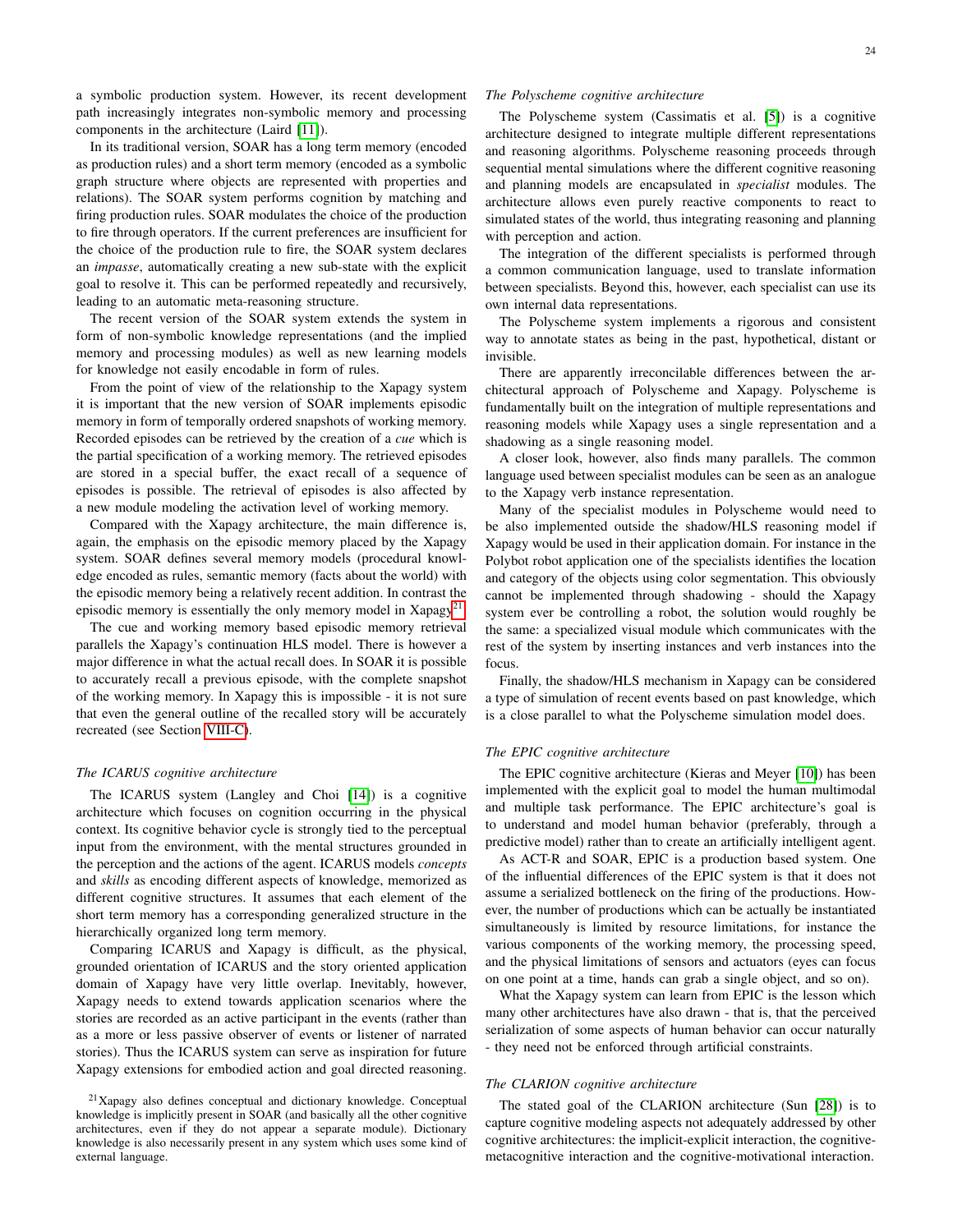a symbolic production system. However, its recent development path increasingly integrates non-symbolic memory and processing components in the architecture (Laird [11]).

In its traditional version, SOAR has a long term memory (encoded as production rules) and a short term memory (encoded as a symbolic graph structure where objects are represented with properties and relations). The SOAR system performs cognition by matching and firing production rules. SOAR modulates the choice of the production to fire through operators. If the current preferences are insufficient for the choice of the production rule to fire, the SOAR system declares an *impasse*, automatically creating a new sub-state with the explicit goal to resolve it. This can be performed repeatedly and recursively, leading to an automatic meta-reasoning structure.

The recent version of the SOAR system extends the system in form of non-symbolic knowledge representations (and the implied memory and processing modules) as well as new learning models for knowledge not easily encodable in form of rules.

From the point of view of the relationship to the Xapagy system it is important that the new version of SOAR implements episodic memory in form of temporally ordered snapshots of working memory. Recorded episodes can be retrieved by the creation of a *cue* which is the partial specification of a working memory. The retrieved episodes are stored in a special buffer, the exact recall of a sequence of episodes is possible. The retrieval of episodes is also affected by a new module modeling the activation level of working memory.

Compared with the Xapagy architecture, the main difference is, again, the emphasis on the episodic memory placed by the Xapagy system. SOAR defines several memory models (procedural knowledge encoded as rules, semantic memory (facts about the world) with the episodic memory being a relatively recent addition. In contrast the episodic memory is essentially the only memory model in Xapagy[21].

The cue and working memory based episodic memory retrieval parallels the Xapagy's continuation HLS model. There is however a major difference in what the actual recall does. In SOAR it is possible to accurately recall a previous episode, with the complete snapshot of the working memory. In Xapagy this is impossible - it is not sure that even the general outline of the recalled story will be accurately recreated (see Section VIII-C).

### *The ICARUS cognitive architecture*

The ICARUS system (Langley and Choi [14]) is a cognitive architecture which focuses on cognition occurring in the physical context. Its cognitive behavior cycle is strongly tied to the perceptual input from the environment, with the mental structures grounded in the perception and the actions of the agent. ICARUS models *concepts* and *skills* as encoding different aspects of knowledge, memorized as different cognitive structures. It assumes that each element of the short term memory has a corresponding generalized structure in the hierarchically organized long term memory.

Comparing ICARUS and Xapagy is difficult, as the physical, grounded orientation of ICARUS and the story oriented application domain of Xapagy have very little overlap. Inevitably, however, Xapagy needs to extend towards application scenarios where the stories are recorded as an active participant in the events (rather than as a more or less passive observer of events or listener of narrated stories). Thus the ICARUS system can serve as inspiration for future Xapagy extensions for embodied action and goal directed reasoning.

[21] Xapagy also defines conceptual and dictionary knowledge. Conceptual knowledge is implicitly present in SOAR (and basically all the other cognitive architectures, even if they do not appear a separate module). Dictionary knowledge is also necessarily present in any system which uses some kind of external language.

### *The Polyscheme cognitive architecture*

The Polyscheme system (Cassimatis et al. [5]) is a cognitive architecture designed to integrate multiple different representations and reasoning algorithms. Polyscheme reasoning proceeds through sequential mental simulations where the different cognitive reasoning and planning models are encapsulated in *specialist* modules. The architecture allows even purely reactive components to react to simulated states of the world, thus integrating reasoning and planning with perception and action.

The integration of the different specialists is performed through a common communication language, used to translate information between specialists. Beyond this, however, each specialist can use its own internal data representations.

The Polyscheme system implements a rigorous and consistent way to annotate states as being in the past, hypothetical, distant or invisible.

There are apparently irreconcilable differences between the architectural approach of Polyscheme and Xapagy. Polyscheme is fundamentally built on the integration of multiple representations and reasoning models while Xapagy uses a single representation and a shadowing as a single reasoning model.

A closer look, however, also finds many parallels. The common language used between specialist modules can be seen as an analogue to the Xapagy verb instance representation.

Many of the specialist modules in Polyscheme would need to be also implemented outside the shadow/HLS reasoning model if Xapagy would be used in their application domain. For instance in the Polybot robot application one of the specialists identifies the location and category of the objects using color segmentation. This obviously cannot be implemented through shadowing - should the Xapagy system ever be controlling a robot, the solution would roughly be the same: a specialized visual module which communicates with the rest of the system by inserting instances and verb instances into the focus.

Finally, the shadow/HLS mechanism in Xapagy can be considered a type of simulation of recent events based on past knowledge, which is a close parallel to what the Polyscheme simulation model does.

### *The EPIC cognitive architecture*

The EPIC cognitive architecture (Kieras and Meyer [10]) has been implemented with the explicit goal to model the human multimodal and multiple task performance. The EPIC architecture's goal is to understand and model human behavior (preferably, through a predictive model) rather than to create an artificially intelligent agent.

As ACT-R and SOAR, EPIC is a production based system. One of the influential differences of the EPIC system is that it does not assume a serialized bottleneck on the firing of the productions. However, the number of productions which can be actually be instantiated simultaneously is limited by resource limitations, for instance the various components of the working memory, the processing speed, and the physical limitations of sensors and actuators (eyes can focus on one point at a time, hands can grab a single object, and so on).

What the Xapagy system can learn from EPIC is the lesson which many other architectures have also drawn - that is, that the perceived serialization of some aspects of human behavior can occur naturally - they need not be enforced through artificial constraints.

### *The CLARION cognitive architecture*

The stated goal of the CLARION architecture (Sun [28]) is to capture cognitive modeling aspects not adequately addressed by other cognitive architectures: the implicit-explicit interaction, the cognitive-metacognitive interaction and the cognitive-motivational interaction.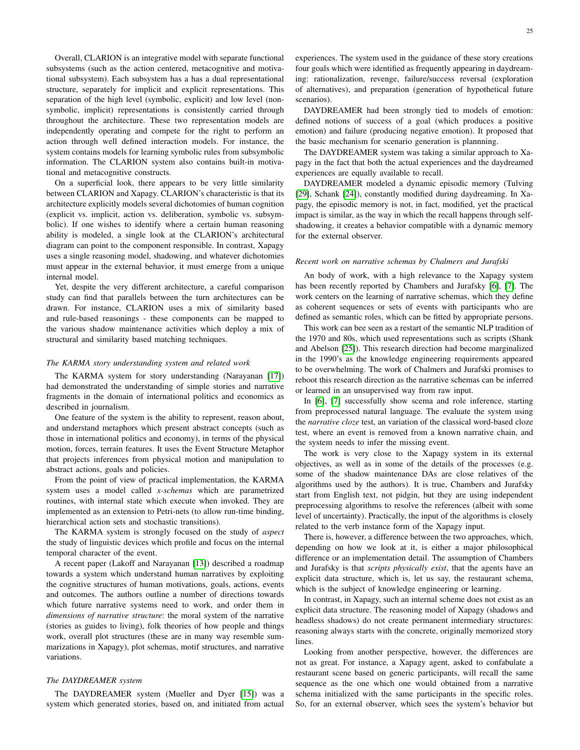Overall, CLARION is an integrative model with separate functional subsystems (such as the action centered, metacognitive and motivational subsystem). Each subsystem has a has a dual representational structure, separately for implicit and explicit representations. This separation of the high level (symbolic, explicit) and low level (non-symbolic, implicit) representations is consistently carried through throughout the architecture. These two representation models are independently operating and compete for the right to perform an action through well defined interaction models. For instance, the system contains models for learning symbolic rules from subsymbolic information. The CLARION system also contains built-in motivational and metacognitive constructs.

On a superficial look, there appears to be very little similarity between CLARION and Xapagy. CLARION's characteristic is that its architecture explicitly models several dichotomies of human cognition (explicit vs. implicit, action vs. deliberation, symbolic vs. subsymbolic). If one wishes to identify where a certain human reasoning ability is modeled, a single look at the CLARION's architectural diagram can point to the component responsible. In contrast, Xapagy uses a single reasoning model, shadowing, and whatever dichotomies must appear in the external behavior, it must emerge from a unique internal model.

Yet, despite the very different architecture, a careful comparison study can find that parallels between the turn architectures can be drawn. For instance, CLARION uses a mix of similarity based and rule-based reasonings - these components can be mapped to the various shadow maintenance activities which deploy a mix of structural and similarity based matching techniques.

### *The KARMA story understanding system and related work*

The KARMA system for story understanding (Narayanan [17]) had demonstrated the understanding of simple stories and narrative fragments in the domain of international politics and economics as described in journalism.

One feature of the system is the ability to represent, reason about, and understand metaphors which present abstract concepts (such as those in international politics and economy), in terms of the physical motion, forces, terrain features. It uses the Event Structure Metaphor that projects inferences from physical motion and manipulation to abstract actions, goals and policies.

From the point of view of practical implementation, the KARMA system uses a model called *x-schemas* which are parametrized routines, with internal state which execute when invoked. They are implemented as an extension to Petri-nets (to allow run-time binding, hierarchical action sets and stochastic transitions).

The KARMA system is strongly focused on the study of *aspect* the study of linguistic devices which profile and focus on the internal temporal character of the event.

A recent paper (Lakoff and Narayanan [13]) described a roadmap towards a system which understand human narratives by exploiting the cognitive structures of human motivations, goals, actions, events and outcomes. The authors outline a number of directions towards which future narrative systems need to work, and order them in *dimensions of narrative structure*: the moral system of the narrative (stories as guides to living), folk theories of how people and things work, overall plot structures (these are in many way resemble summarizations in Xapagy), plot schemas, motif structures, and narrative variations.

### *The DAYDREAMER system*

The DAYDREAMER system (Mueller and Dyer [15]) was a system which generated stories, based on, and initiated from actual experiences. The system used in the guidance of these story creations four goals which were identified as frequently appearing in daydreaming: rationalization, revenge, failure/success reversal (exploration of alternatives), and preparation (generation of hypothetical future scenarios).

DAYDREAMER had been strongly tied to models of emotion: defined notions of success of a goal (which produces a positive emotion) and failure (producing negative emotion). It proposed that the basic mechanism for scenario generation is plannning.

The DAYDREAMER system was taking a similar approach to Xapagy in the fact that both the actual experiences and the daydreamed experiences are equally available to recall.

DAYDREAMER modeled a dynamic episodic memory (Tulving [29], Schank [24]), constantly modified during daydreaming. In Xapagy, the episodic memory is not, in fact, modified, yet the practical impact is similar, as the way in which the recall happens through self-shadowing, it creates a behavior compatible with a dynamic memory for the external observer.

### *Recent work on narrative schemas by Chalmers and Jurafski*

An body of work, with a high relevance to the Xapagy system has been recently reported by Chambers and Jurafsky [6], [7]. The work centers on the learning of narrative schemas, which they define as coherent sequences or sets of events with participants who are defined as semantic roles, which can be fitted by appropriate persons.

This work can bee seen as a restart of the semantic NLP tradition of the 1970 and 80s, which used representations such as scripts (Shank and Abelson [25]). This research direction had become marginalized in the 1990's as the knowledge engineering requirements appeared to be overwhelming. The work of Chalmers and Jurafski promises to reboot this research direction as the narrative schemas can be inferred or learned in an unsupervised way from raw input.

In [6], [7] successfully show scema and role inference, starting from preprocessed natural language. The evaluate the system using the *narrative cloze* test, an variation of the classical word-based cloze test, where an event is removed from a known narrative chain, and the system needs to infer the missing event.

The work is very close to the Xapagy system in its external objectives, as well as in some of the details of the processes (e.g. some of the shadow maintenance DAs are close relatives of the algorithms used by the authors). It is true, Chambers and Jurafsky start from English text, not pidgin, but they are using independent preprocessing algorithms to resolve the references (albeit with some level of uncertainty). Practically, the input of the algorithms is closely related to the verb instance form of the Xapagy input.

There is, however, a difference between the two approaches, which, depending on how we look at it, is either a major philosophical difference or an implementation detail. The assumption of Chambers and Jurafsky is that *scripts physically exist*, that the agents have an explicit data structure, which is, let us say, the restaurant schema, which is the subject of knowledge engineering or learning.

In contrast, in Xapagy, such an internal scheme does not exist as an explicit data structure. The reasoning model of Xapagy (shadows and headless shadows) do not create permanent intermediary structures: reasoning always starts with the concrete, originally memorized story lines.

Looking from another perspective, however, the differences are not as great. For instance, a Xapagy agent, asked to confabulate a restaurant scene based on generic participants, will recall the same sequence as the one which one would obtained from a narrative schema initialized with the same participants in the specific roles. So, for an external observer, which sees the system's behavior but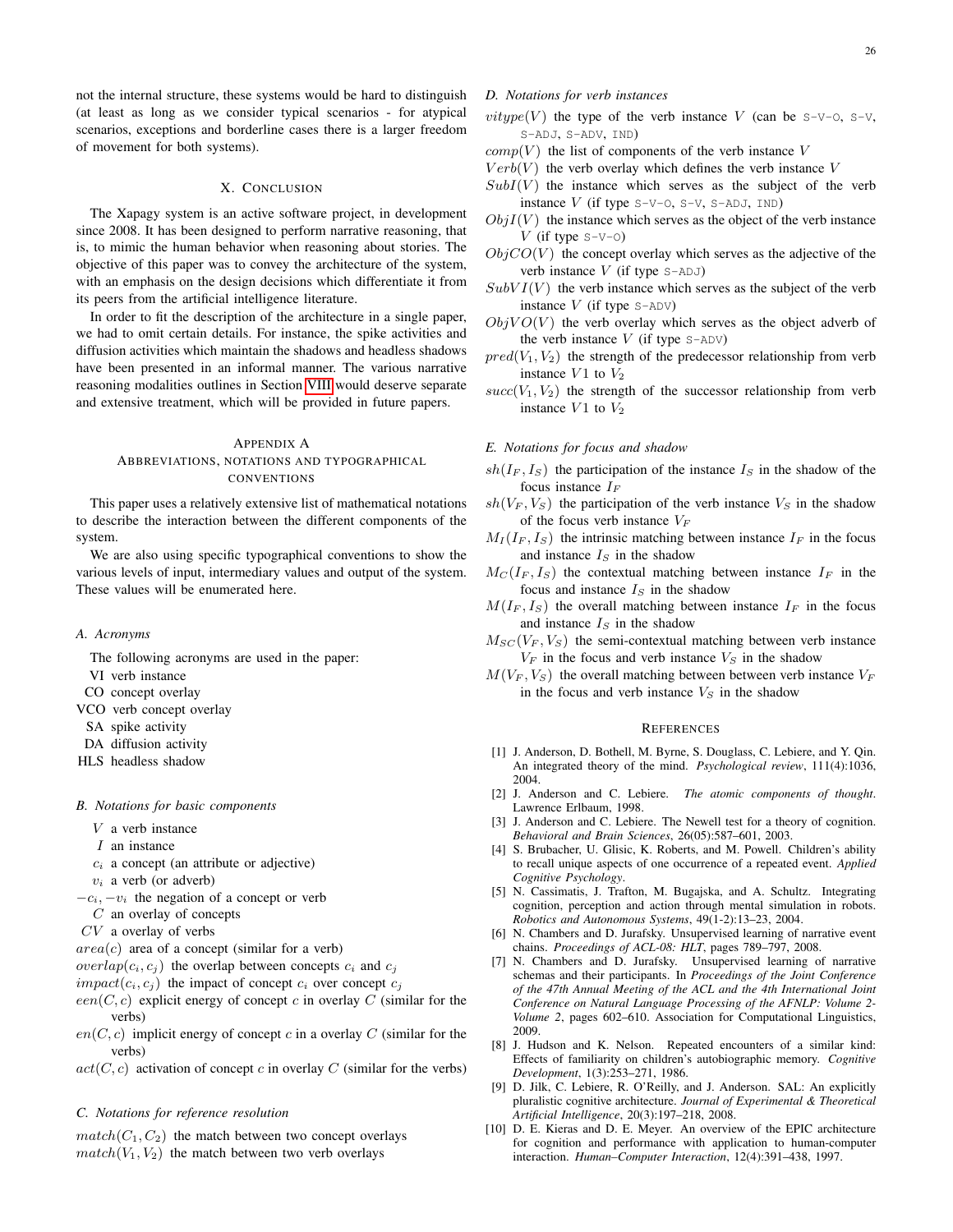not the internal structure, these systems would be hard to distinguish (at least as long as we consider typical scenarios - for atypical scenarios, exceptions and borderline cases there is a larger freedom of movement for both systems).

## X. Conclusion

The Xapagy system is an active software project, in development since 2008. It has been designed to perform narrative reasoning, that is, to mimic the human behavior when reasoning about stories. The objective of this paper was to convey the architecture of the system, with an emphasis on the design decisions which differentiate it from its peers from the artificial intelligence literature.

In order to fit the description of the architecture in a single paper, we had to omit certain details. For instance, the spike activities and diffusion activities which maintain the shadows and headless shadows have been presented in an informal manner. The various narrative reasoning modalities outlines in Section VIII would deserve separate and extensive treatment, which will be provided in future papers.

## Appendix A
## Abbreviations, notations and typographical conventions

This paper uses a relatively extensive list of mathematical notations to describe the interaction between the different components of the system.

We are also using specific typographical conventions to show the various levels of input, intermediary values and output of the system. These values will be enumerated here.

### A. Acronyms

The following acronyms are used in the paper:

- VI verb instance
- CO concept overlay
- VCO verb concept overlay
- SA spike activity
- DA diffusion activity
- HLS headless shadow

### B. Notations for basic components

- $V$ a verb instance
- $I$ an instance
- $c_i$ a concept (an attribute or adjective)
- $v_i$ a verb (or adverb)
- $-c_i, -v_i$ the negation of a concept or verb
- $C$ an overlay of concepts
- $CV$ a overlay of verbs
- $area(c)$ area of a concept (similar for a verb)
- $overlap(c_i, c_j)$ the overlap between concepts $c_i$ and $c_j$
- $impact(c_i, c_j)$ the impact of concept $c_i$ over concept $c_j$
- $een(C, c)$ explicit energy of concept $c$ in overlay $C$ (similar for the verbs)
- $en(C, c)$ implicit energy of concept $c$ in a overlay $C$ (similar for the verbs)
- $act(C, c)$ activation of concept $c$ in overlay $C$ (similar for the verbs)

### C. Notations for reference resolution

- $match(C_1, C_2)$ the match between two concept overlays
- $match(V_1, V_2)$ the match between two verb overlays

### D. Notations for verb instances

- $vitype(V)$ the type of the verb instance $V$ (can be `S-V-O`, `S-V`, `S-ADJ`, `S-ADV`, `IND`)
- $comp(V)$ the list of components of the verb instance $V$
- $Verb(V)$ the verb overlay which defines the verb instance $V$
- $SubI(V)$ the instance which serves as the subject of the verb instance $V$ (if type `S-V-O`, `S-V`, `S-ADJ`, `IND`)
- $ObjI(V)$ the instance which serves as the object of the verb instance $V$ (if type `S-V-O`)
- $ObjCO(V)$ the concept overlay which serves as the adjective of the verb instance $V$ (if type `S-ADJ`)
- $SubVI(V)$ the verb instance which serves as the subject of the verb instance $V$ (if type `S-ADV`)
- $ObjVO(V)$ the verb overlay which serves as the object adverb of the verb instance $V$ (if type `S-ADV`)
- $pred(V_1, V_2)$ the strength of the predecessor relationship from verb instance $V1$ to $V_2$
- $succ(V_1, V_2)$ the strength of the successor relationship from verb instance $V1$ to $V_2$

### E. Notations for focus and shadow

- $sh(I_F, I_S)$ the participation of the instance $I_S$ in the shadow of the focus instance $I_F$
- $sh(V_F, V_S)$ the participation of the verb instance $V_S$ in the shadow of the focus verb instance $V_F$
- $M_I(I_F, I_S)$ the intrinsic matching between instance $I_F$ in the focus and instance $I_S$ in the shadow
- $M_C(I_F, I_S)$ the contextual matching between instance $I_F$ in the focus and instance $I_S$ in the shadow
- $M(I_F, I_S)$ the overall matching between instance $I_F$ in the focus and instance $I_S$ in the shadow
- $M_{SC}(V_F, V_S)$ the semi-contextual matching between verb instance $V_F$ in the focus and verb instance $V_S$ in the shadow
- $M(V_F, V_S)$ the overall matching between between verb instance $V_F$ in the focus and verb instance $V_S$ in the shadow

## References

[1] J. Anderson, D. Bothell, M. Byrne, S. Douglass, C. Lebiere, and Y. Qin. An integrated theory of the mind. *Psychological review*, 111(4):1036, 2004.

[2] J. Anderson and C. Lebiere. *The atomic components of thought*. Lawrence Erlbaum, 1998.

[3] J. Anderson and C. Lebiere. The Newell test for a theory of cognition. *Behavioral and Brain Sciences*, 26(05):587–601, 2003.

[4] S. Brubacher, U. Glisic, K. Roberts, and M. Powell. Children's ability to recall unique aspects of one occurrence of a repeated event. *Applied Cognitive Psychology*.

[5] N. Cassimatis, J. Trafton, M. Bugajska, and A. Schultz. Integrating cognition, perception and action through mental simulation in robots. *Robotics and Autonomous Systems*, 49(1-2):13–23, 2004.

[6] N. Chambers and D. Jurafsky. Unsupervised learning of narrative event chains. *Proceedings of ACL-08: HLT*, pages 789–797, 2008.

[7] N. Chambers and D. Jurafsky. Unsupervised learning of narrative schemas and their participants. In *Proceedings of the Joint Conference of the 47th Annual Meeting of the ACL and the 4th International Joint Conference on Natural Language Processing of the AFNLP: Volume 2-Volume 2*, pages 602–610. Association for Computational Linguistics, 2009.

[8] J. Hudson and K. Nelson. Repeated encounters of a similar kind: Effects of familiarity on children's autobiographic memory. *Cognitive Development*, 1(3):253–271, 1986.

[9] D. Jilk, C. Lebiere, R. O'Reilly, and J. Anderson. SAL: An explicitly pluralistic cognitive architecture. *Journal of Experimental & Theoretical Artificial Intelligence*, 20(3):197–218, 2008.

[10] D. E. Kieras and D. E. Meyer. An overview of the EPIC architecture for cognition and performance with application to human-computer interaction. *Human–Computer Interaction*, 12(4):391–438, 1997.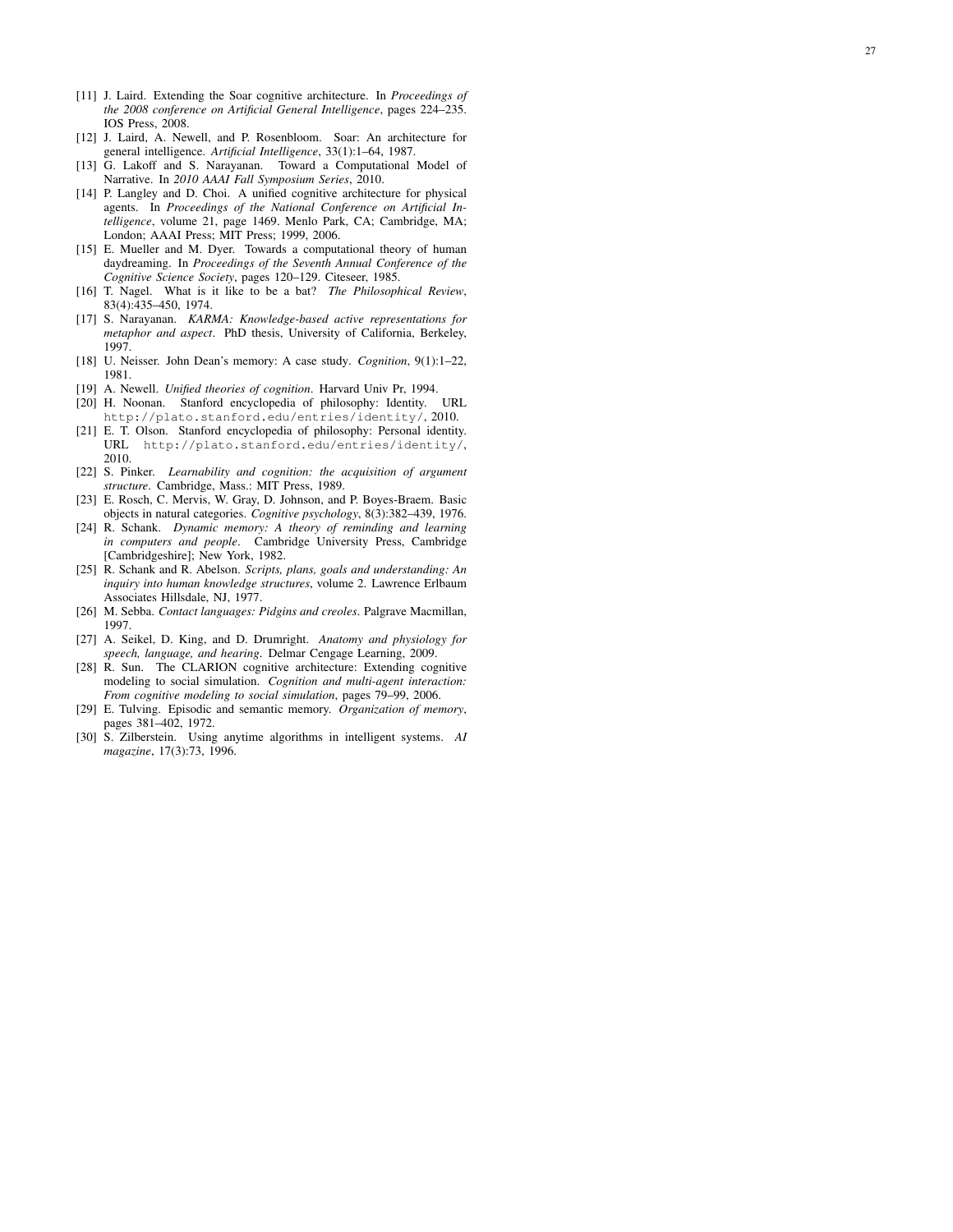[11] J. Laird. Extending the Soar cognitive architecture. In *Proceedings of the 2008 conference on Artificial General Intelligence*, pages 224–235. IOS Press, 2008.

[12] J. Laird, A. Newell, and P. Rosenbloom. Soar: An architecture for general intelligence. *Artificial Intelligence*, 33(1):1–64, 1987.

[13] G. Lakoff and S. Narayanan. Toward a Computational Model of Narrative. In *2010 AAAI Fall Symposium Series*, 2010.

[14] P. Langley and D. Choi. A unified cognitive architecture for physical agents. In *Proceedings of the National Conference on Artificial Intelligence*, volume 21, page 1469. Menlo Park, CA; Cambridge, MA; London; AAAI Press; MIT Press; 1999, 2006.

[15] E. Mueller and M. Dyer. Towards a computational theory of human daydreaming. In *Proceedings of the Seventh Annual Conference of the Cognitive Science Society*, pages 120–129. Citeseer, 1985.

[16] T. Nagel. What is it like to be a bat? *The Philosophical Review*, 83(4):435–450, 1974.

[17] S. Narayanan. *KARMA: Knowledge-based active representations for metaphor and aspect*. PhD thesis, University of California, Berkeley, 1997.

[18] U. Neisser. John Dean's memory: A case study. *Cognition*, 9(1):1–22, 1981.

[19] A. Newell. *Unified theories of cognition*. Harvard Univ Pr, 1994.

[20] H. Noonan. Stanford encyclopedia of philosophy: Identity. URL `http://plato.stanford.edu/entries/identity/`, 2010.

[21] E. T. Olson. Stanford encyclopedia of philosophy: Personal identity. URL `http://plato.stanford.edu/entries/identity/`, 2010.

[22] S. Pinker. *Learnability and cognition: the acquisition of argument structure*. Cambridge, Mass.: MIT Press, 1989.

[23] E. Rosch, C. Mervis, W. Gray, D. Johnson, and P. Boyes-Braem. Basic objects in natural categories. *Cognitive psychology*, 8(3):382–439, 1976.

[24] R. Schank. *Dynamic memory: A theory of reminding and learning in computers and people*. Cambridge University Press, Cambridge [Cambridgeshire]; New York, 1982.

[25] R. Schank and R. Abelson. *Scripts, plans, goals and understanding: An inquiry into human knowledge structures*, volume 2. Lawrence Erlbaum Associates Hillsdale, NJ, 1977.

[26] M. Sebba. *Contact languages: Pidgins and creoles*. Palgrave Macmillan, 1997.

[27] A. Seikel, D. King, and D. Drumright. *Anatomy and physiology for speech, language, and hearing*. Delmar Cengage Learning, 2009.

[28] R. Sun. The CLARION cognitive architecture: Extending cognitive modeling to social simulation. *Cognition and multi-agent interaction: From cognitive modeling to social simulation*, pages 79–99, 2006.

[29] E. Tulving. Episodic and semantic memory. *Organization of memory*, pages 381–402, 1972.

[30] S. Zilberstein. Using anytime algorithms in intelligent systems. *AI magazine*, 17(3):73, 1996.